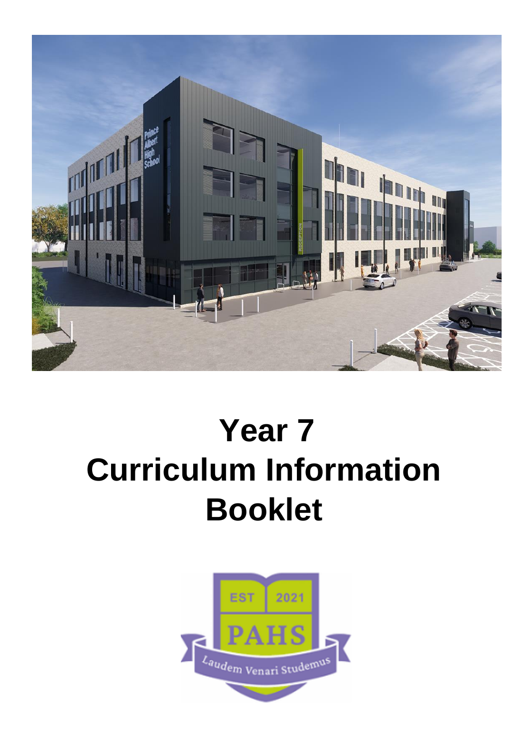# Year 7
# Curriculum Information
# Booklet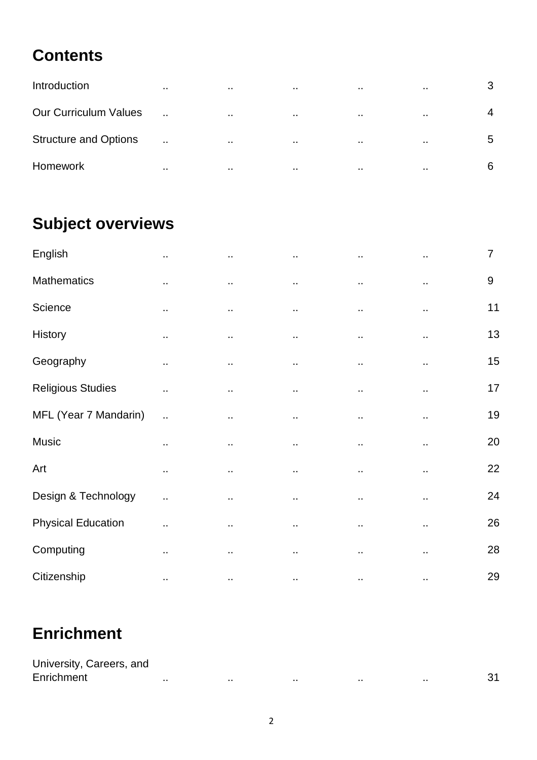# Contents

| | |
|---|---|
| Introduction | 3 |
| Our Curriculum Values | 4 |
| Structure and Options | 5 |
| Homework | 6 |

# Subject overviews

| | |
|---|---|
| English | 7 |
| Mathematics | 9 |
| Science | 11 |
| History | 13 |
| Geography | 15 |
| Religious Studies | 17 |
| MFL (Year 7 Mandarin) | 19 |
| Music | 20 |
| Art | 22 |
| Design & Technology | 24 |
| Physical Education | 26 |
| Computing | 28 |
| Citizenship | 29 |

# Enrichment

| | |
|---|---|
| University, Careers, and Enrichment | 31 |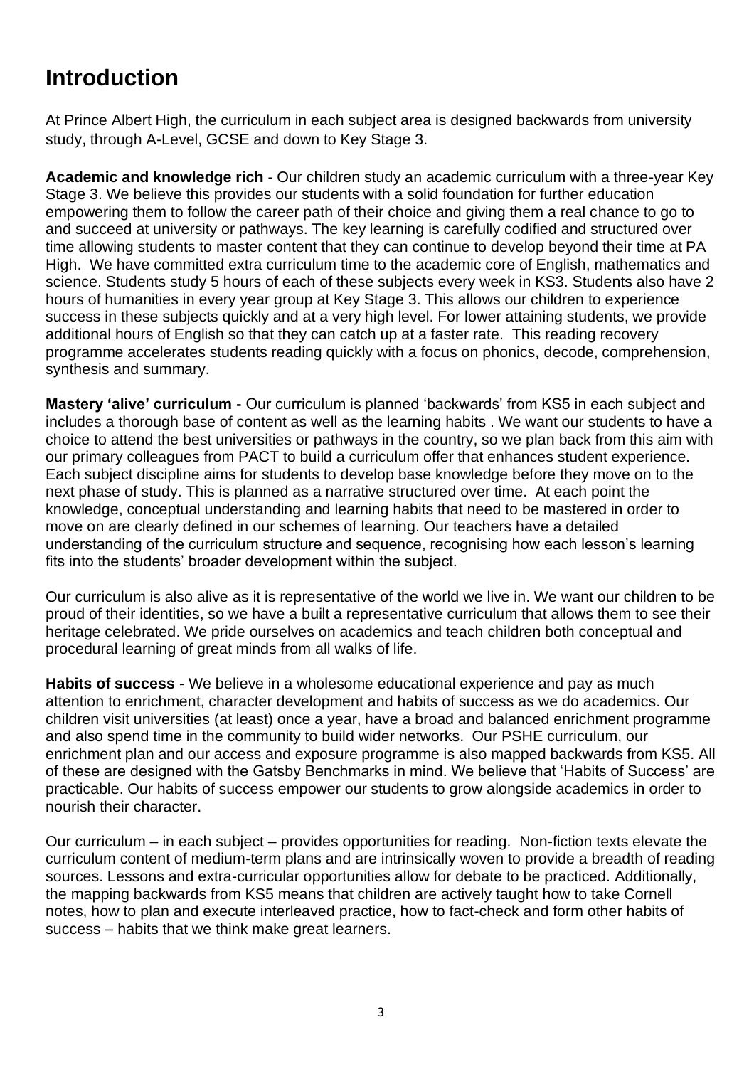# Introduction

At Prince Albert High, the curriculum in each subject area is designed backwards from university study, through A-Level, GCSE and down to Key Stage 3.

**Academic and knowledge rich** - Our children study an academic curriculum with a three-year Key Stage 3. We believe this provides our students with a solid foundation for further education empowering them to follow the career path of their choice and giving them a real chance to go to and succeed at university or pathways. The key learning is carefully codified and structured over time allowing students to master content that they can continue to develop beyond their time at PA High. We have committed extra curriculum time to the academic core of English, mathematics and science. Students study 5 hours of each of these subjects every week in KS3. Students also have 2 hours of humanities in every year group at Key Stage 3. This allows our children to experience success in these subjects quickly and at a very high level. For lower attaining students, we provide additional hours of English so that they can catch up at a faster rate. This reading recovery programme accelerates students reading quickly with a focus on phonics, decode, comprehension, synthesis and summary.

**Mastery 'alive' curriculum -** Our curriculum is planned 'backwards' from KS5 in each subject and includes a thorough base of content as well as the learning habits . We want our students to have a choice to attend the best universities or pathways in the country, so we plan back from this aim with our primary colleagues from PACT to build a curriculum offer that enhances student experience. Each subject discipline aims for students to develop base knowledge before they move on to the next phase of study. This is planned as a narrative structured over time. At each point the knowledge, conceptual understanding and learning habits that need to be mastered in order to move on are clearly defined in our schemes of learning. Our teachers have a detailed understanding of the curriculum structure and sequence, recognising how each lesson's learning fits into the students' broader development within the subject.

Our curriculum is also alive as it is representative of the world we live in. We want our children to be proud of their identities, so we have a built a representative curriculum that allows them to see their heritage celebrated. We pride ourselves on academics and teach children both conceptual and procedural learning of great minds from all walks of life.

**Habits of success** - We believe in a wholesome educational experience and pay as much attention to enrichment, character development and habits of success as we do academics. Our children visit universities (at least) once a year, have a broad and balanced enrichment programme and also spend time in the community to build wider networks. Our PSHE curriculum, our enrichment plan and our access and exposure programme is also mapped backwards from KS5. All of these are designed with the Gatsby Benchmarks in mind. We believe that 'Habits of Success' are practicable. Our habits of success empower our students to grow alongside academics in order to nourish their character.

Our curriculum – in each subject – provides opportunities for reading. Non-fiction texts elevate the curriculum content of medium-term plans and are intrinsically woven to provide a breadth of reading sources. Lessons and extra-curricular opportunities allow for debate to be practiced. Additionally, the mapping backwards from KS5 means that children are actively taught how to take Cornell notes, how to plan and execute interleaved practice, how to fact-check and form other habits of success – habits that we think make great learners.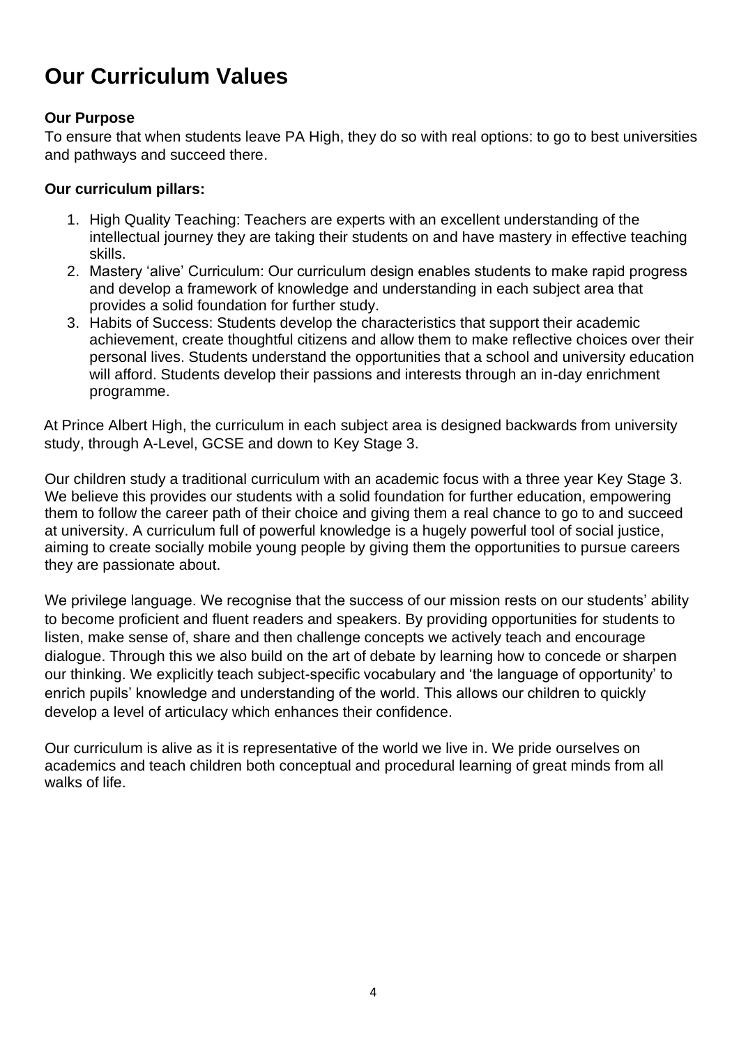# Our Curriculum Values

**Our Purpose**

To ensure that when students leave PA High, they do so with real options: to go to best universities and pathways and succeed there.

**Our curriculum pillars:**

1. High Quality Teaching: Teachers are experts with an excellent understanding of the intellectual journey they are taking their students on and have mastery in effective teaching skills.
2. Mastery 'alive' Curriculum: Our curriculum design enables students to make rapid progress and develop a framework of knowledge and understanding in each subject area that provides a solid foundation for further study.
3. Habits of Success: Students develop the characteristics that support their academic achievement, create thoughtful citizens and allow them to make reflective choices over their personal lives. Students understand the opportunities that a school and university education will afford. Students develop their passions and interests through an in-day enrichment programme.

At Prince Albert High, the curriculum in each subject area is designed backwards from university study, through A-Level, GCSE and down to Key Stage 3.

Our children study a traditional curriculum with an academic focus with a three year Key Stage 3. We believe this provides our students with a solid foundation for further education, empowering them to follow the career path of their choice and giving them a real chance to go to and succeed at university. A curriculum full of powerful knowledge is a hugely powerful tool of social justice, aiming to create socially mobile young people by giving them the opportunities to pursue careers they are passionate about.

We privilege language. We recognise that the success of our mission rests on our students' ability to become proficient and fluent readers and speakers. By providing opportunities for students to listen, make sense of, share and then challenge concepts we actively teach and encourage dialogue. Through this we also build on the art of debate by learning how to concede or sharpen our thinking. We explicitly teach subject-specific vocabulary and 'the language of opportunity' to enrich pupils' knowledge and understanding of the world. This allows our children to quickly develop a level of articulacy which enhances their confidence.

Our curriculum is alive as it is representative of the world we live in. We pride ourselves on academics and teach children both conceptual and procedural learning of great minds from all walks of life.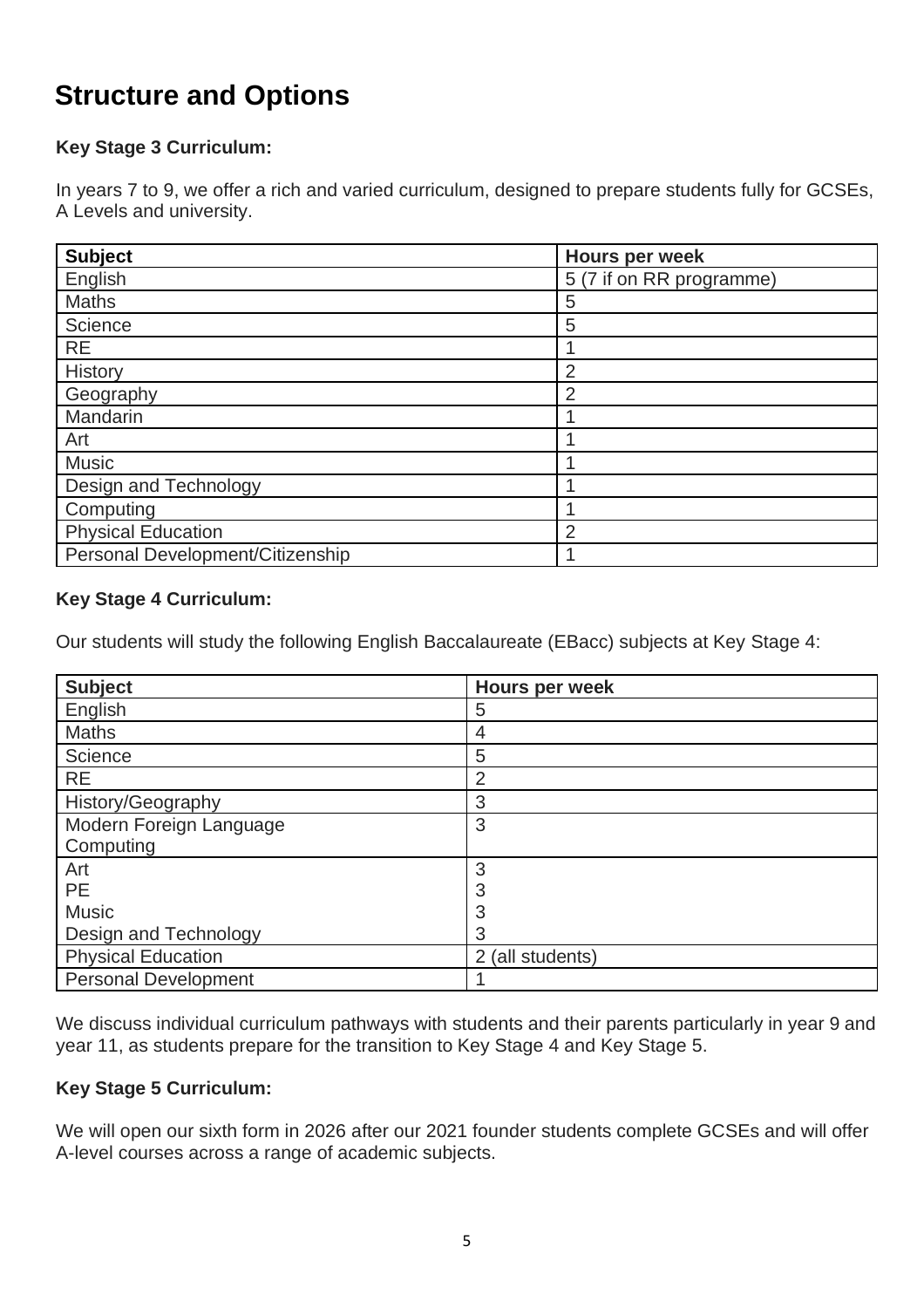# Structure and Options

**Key Stage 3 Curriculum:**

In years 7 to 9, we offer a rich and varied curriculum, designed to prepare students fully for GCSEs, A Levels and university.

| Subject | Hours per week |
|---|---|
| English | 5 (7 if on RR programme) |
| Maths | 5 |
| Science | 5 |
| RE | 1 |
| History | 2 |
| Geography | 2 |
| Mandarin | 1 |
| Art | 1 |
| Music | 1 |
| Design and Technology | 1 |
| Computing | 1 |
| Physical Education | 2 |
| Personal Development/Citizenship | 1 |

**Key Stage 4 Curriculum:**

Our students will study the following English Baccalaureate (EBacc) subjects at Key Stage 4:

| Subject | Hours per week |
|---|---|
| English | 5 |
| Maths | 4 |
| Science | 5 |
| RE | 2 |
| History/Geography | 3 |
| Modern Foreign Language<br>Computing | 3 |
| Art<br>PE<br>Music<br>Design and Technology | 3<br>3<br>3<br>3 |
| Physical Education | 2 (all students) |
| Personal Development | 1 |

We discuss individual curriculum pathways with students and their parents particularly in year 9 and year 11, as students prepare for the transition to Key Stage 4 and Key Stage 5.

**Key Stage 5 Curriculum:**

We will open our sixth form in 2026 after our 2021 founder students complete GCSEs and will offer A-level courses across a range of academic subjects.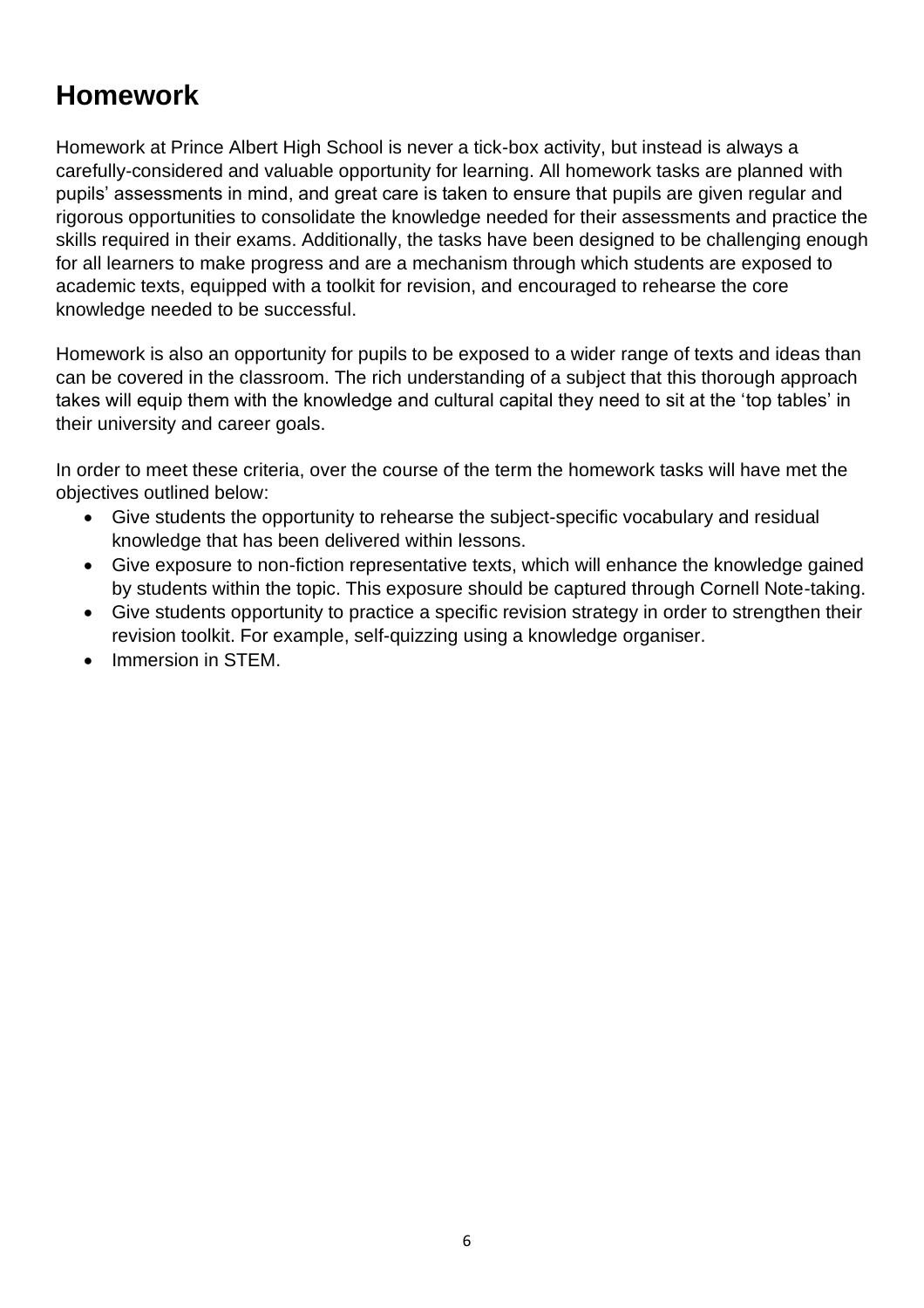# Homework

Homework at Prince Albert High School is never a tick-box activity, but instead is always a carefully-considered and valuable opportunity for learning. All homework tasks are planned with pupils' assessments in mind, and great care is taken to ensure that pupils are given regular and rigorous opportunities to consolidate the knowledge needed for their assessments and practice the skills required in their exams. Additionally, the tasks have been designed to be challenging enough for all learners to make progress and are a mechanism through which students are exposed to academic texts, equipped with a toolkit for revision, and encouraged to rehearse the core knowledge needed to be successful.

Homework is also an opportunity for pupils to be exposed to a wider range of texts and ideas than can be covered in the classroom. The rich understanding of a subject that this thorough approach takes will equip them with the knowledge and cultural capital they need to sit at the 'top tables' in their university and career goals.

In order to meet these criteria, over the course of the term the homework tasks will have met the objectives outlined below:

- Give students the opportunity to rehearse the subject-specific vocabulary and residual knowledge that has been delivered within lessons.
- Give exposure to non-fiction representative texts, which will enhance the knowledge gained by students within the topic. This exposure should be captured through Cornell Note-taking.
- Give students opportunity to practice a specific revision strategy in order to strengthen their revision toolkit. For example, self-quizzing using a knowledge organiser.
- Immersion in STEM.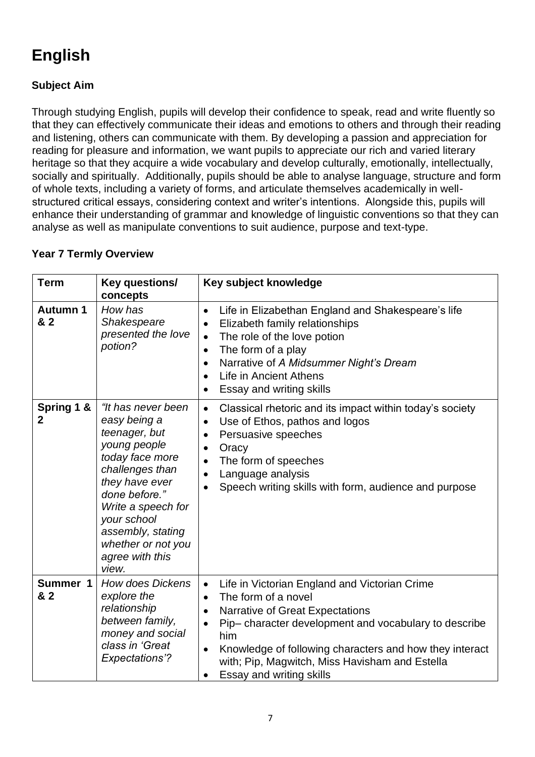# English

### Subject Aim

Through studying English, pupils will develop their confidence to speak, read and write fluently so that they can effectively communicate their ideas and emotions to others and through their reading and listening, others can communicate with them. By developing a passion and appreciation for reading for pleasure and information, we want pupils to appreciate our rich and varied literary heritage so that they acquire a wide vocabulary and develop culturally, emotionally, intellectually, socially and spiritually. Additionally, pupils should be able to analyse language, structure and form of whole texts, including a variety of forms, and articulate themselves academically in well-structured critical essays, considering context and writer's intentions. Alongside this, pupils will enhance their understanding of grammar and knowledge of linguistic conventions so that they can analyse as well as manipulate conventions to suit audience, purpose and text-type.

### Year 7 Termly Overview

| Term | Key questions/ concepts | Key subject knowledge |
| --- | --- | --- |
| **Autumn 1 & 2** | *How has Shakespeare presented the love potion?* | • Life in Elizabethan England and Shakespeare's life<br>• Elizabeth family relationships<br>• The role of the love potion<br>• The form of a play<br>• Narrative of *A Midsummer Night's Dream*<br>• Life in Ancient Athens<br>• Essay and writing skills |
| **Spring 1 & 2** | *"It has never been easy being a teenager, but young people today face more challenges than they have ever done before." Write a speech for your school assembly, stating whether or not you agree with this view.* | • Classical rhetoric and its impact within today's society<br>• Use of Ethos, pathos and logos<br>• Persuasive speeches<br>• Oracy<br>• The form of speeches<br>• Language analysis<br>• Speech writing skills with form, audience and purpose |
| **Summer 1 & 2** | *How does Dickens explore the relationship between family, money and social class in 'Great Expectations'?* | • Life in Victorian England and Victorian Crime<br>• The form of a novel<br>• Narrative of Great Expectations<br>• Pip– character development and vocabulary to describe him<br>• Knowledge of following characters and how they interact with; Pip, Magwitch, Miss Havisham and Estella<br>• Essay and writing skills |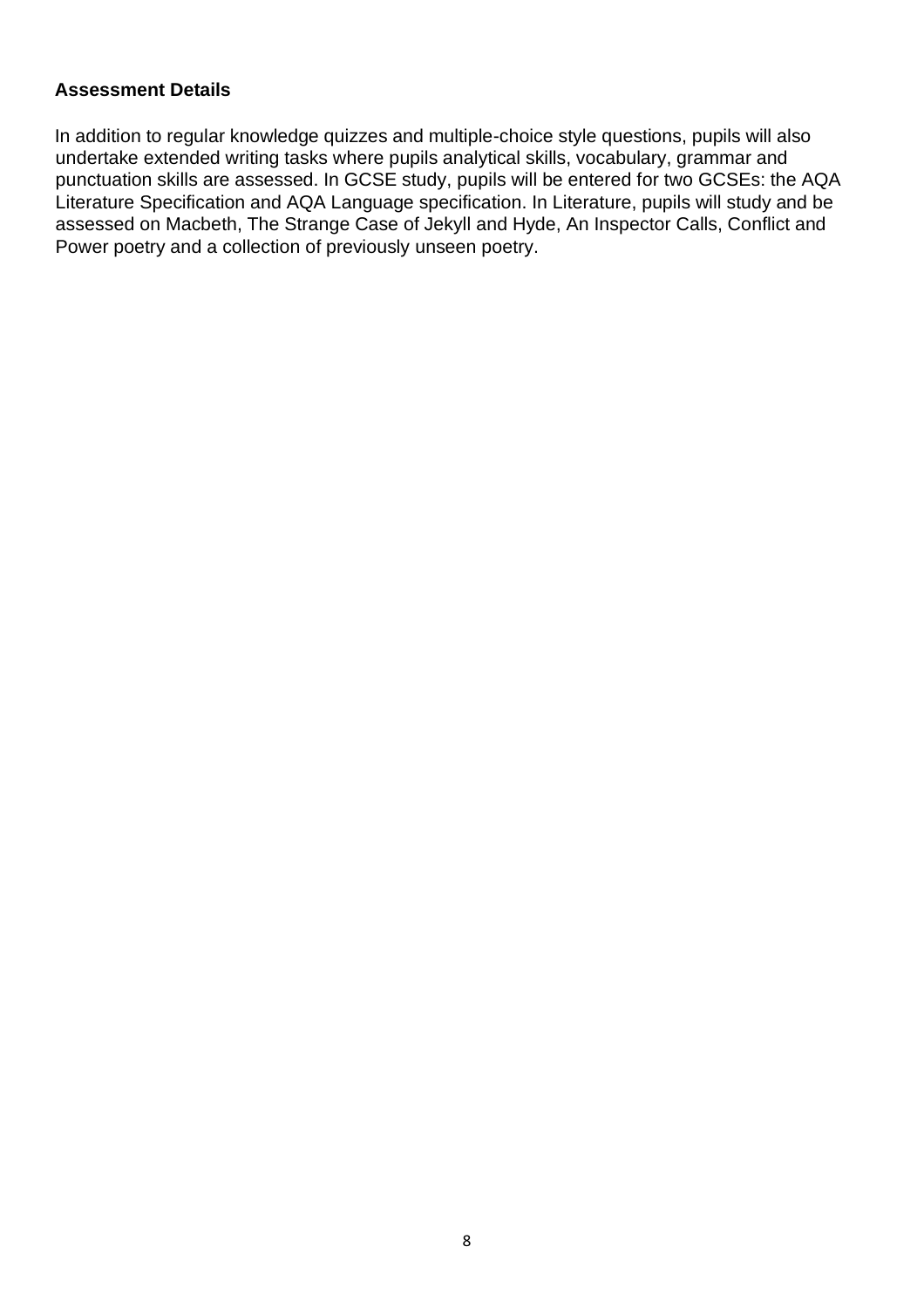**Assessment Details**

In addition to regular knowledge quizzes and multiple-choice style questions, pupils will also undertake extended writing tasks where pupils analytical skills, vocabulary, grammar and punctuation skills are assessed. In GCSE study, pupils will be entered for two GCSEs: the AQA Literature Specification and AQA Language specification. In Literature, pupils will study and be assessed on Macbeth, The Strange Case of Jekyll and Hyde, An Inspector Calls, Conflict and Power poetry and a collection of previously unseen poetry.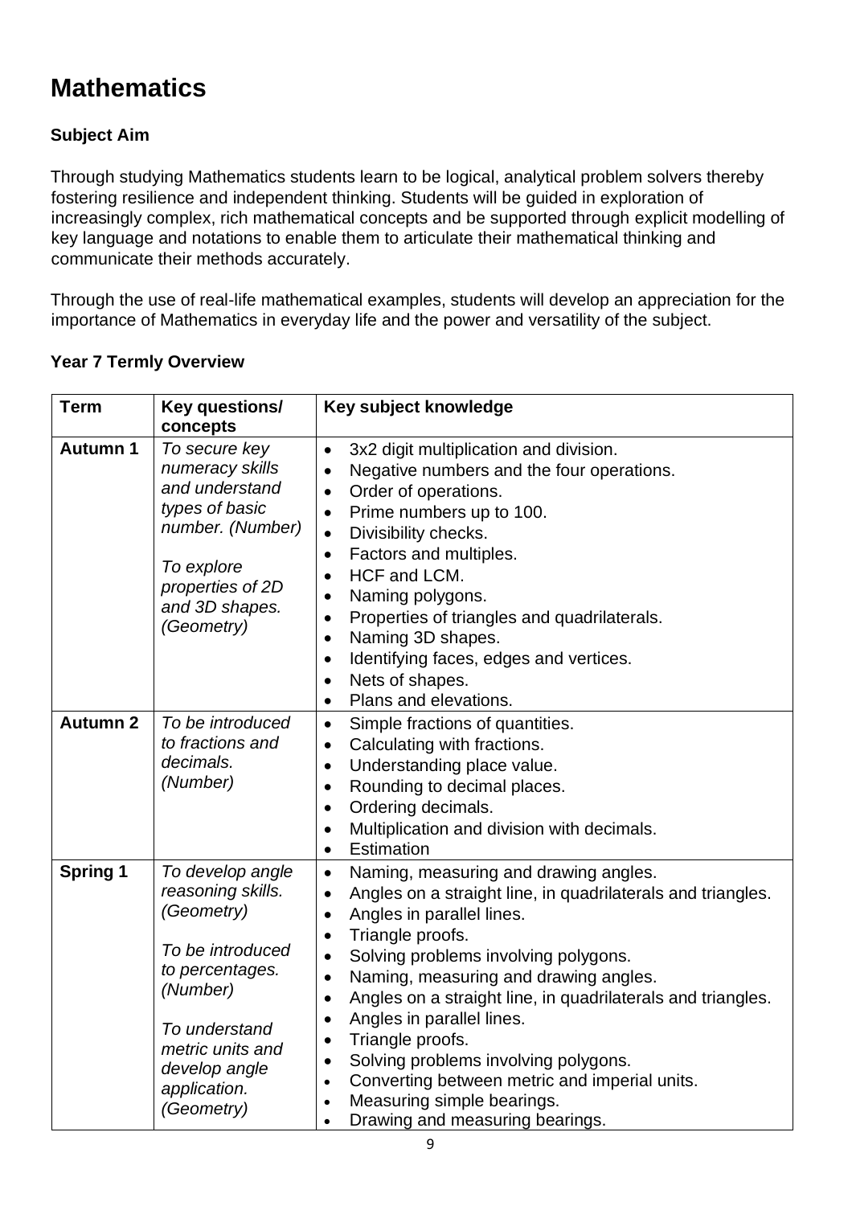# Mathematics

### Subject Aim

Through studying Mathematics students learn to be logical, analytical problem solvers thereby fostering resilience and independent thinking. Students will be guided in exploration of increasingly complex, rich mathematical concepts and be supported through explicit modelling of key language and notations to enable them to articulate their mathematical thinking and communicate their methods accurately.

Through the use of real-life mathematical examples, students will develop an appreciation for the importance of Mathematics in everyday life and the power and versatility of the subject.

### Year 7 Termly Overview

| Term | Key questions/ concepts | Key subject knowledge |
|---|---|---|
| **Autumn 1** | *To secure key numeracy skills and understand types of basic number. (Number)*<br><br>*To explore properties of 2D and 3D shapes. (Geometry)* | • 3x2 digit multiplication and division.<br>• Negative numbers and the four operations.<br>• Order of operations.<br>• Prime numbers up to 100.<br>• Divisibility checks.<br>• Factors and multiples.<br>• HCF and LCM.<br>• Naming polygons.<br>• Properties of triangles and quadrilaterals.<br>• Naming 3D shapes.<br>• Identifying faces, edges and vertices.<br>• Nets of shapes.<br>• Plans and elevations. |
| **Autumn 2** | *To be introduced to fractions and decimals. (Number)* | • Simple fractions of quantities.<br>• Calculating with fractions.<br>• Understanding place value.<br>• Rounding to decimal places.<br>• Ordering decimals.<br>• Multiplication and division with decimals.<br>• Estimation |
| **Spring 1** | *To develop angle reasoning skills. (Geometry)*<br><br>*To be introduced to percentages. (Number)*<br><br>*To understand metric units and develop angle application. (Geometry)* | • Naming, measuring and drawing angles.<br>• Angles on a straight line, in quadrilaterals and triangles.<br>• Angles in parallel lines.<br>• Triangle proofs.<br>• Solving problems involving polygons.<br>• Naming, measuring and drawing angles.<br>• Angles on a straight line, in quadrilaterals and triangles.<br>• Angles in parallel lines.<br>• Triangle proofs.<br>• Solving problems involving polygons.<br>• Converting between metric and imperial units.<br>• Measuring simple bearings.<br>• Drawing and measuring bearings. |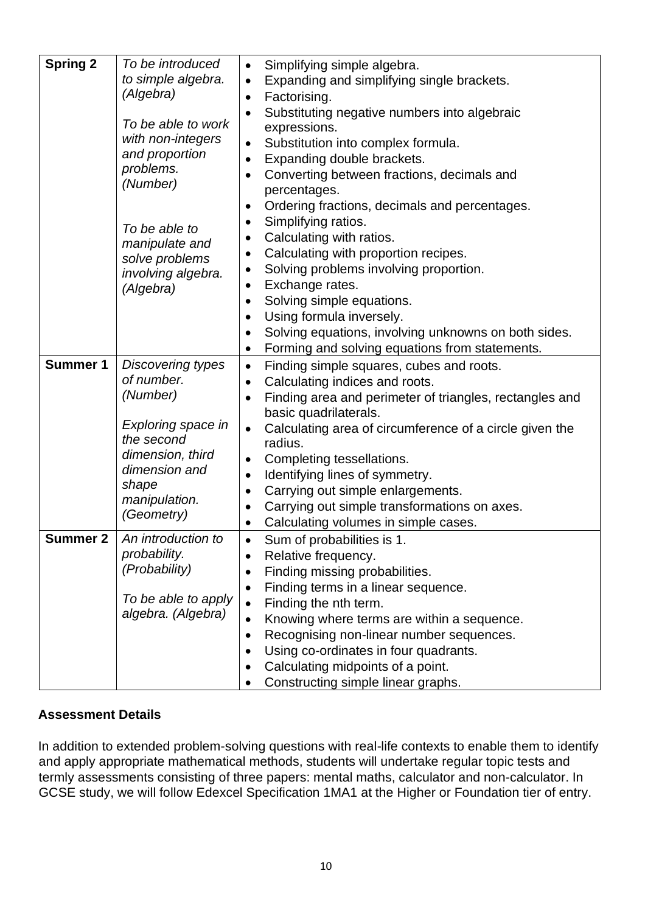| | | |
|---|---|---|
| **Spring 2** | *To be introduced to simple algebra. (Algebra)*<br><br>*To be able to work with non-integers and proportion problems. (Number)*<br><br>*To be able to manipulate and solve problems involving algebra. (Algebra)* | • Simplifying simple algebra.<br>• Expanding and simplifying single brackets.<br>• Factorising.<br>• Substituting negative numbers into algebraic expressions.<br>• Substitution into complex formula.<br>• Expanding double brackets.<br>• Converting between fractions, decimals and percentages.<br>• Ordering fractions, decimals and percentages.<br>• Simplifying ratios.<br>• Calculating with ratios.<br>• Calculating with proportion recipes.<br>• Solving problems involving proportion.<br>• Exchange rates.<br>• Solving simple equations.<br>• Using formula inversely.<br>• Solving equations, involving unknowns on both sides.<br>• Forming and solving equations from statements. |
| **Summer 1** | *Discovering types of number. (Number)*<br><br>*Exploring space in the second dimension, third dimension and shape manipulation. (Geometry)* | • Finding simple squares, cubes and roots.<br>• Calculating indices and roots.<br>• Finding area and perimeter of triangles, rectangles and basic quadrilaterals.<br>• Calculating area of circumference of a circle given the radius.<br>• Completing tessellations.<br>• Identifying lines of symmetry.<br>• Carrying out simple enlargements.<br>• Carrying out simple transformations on axes.<br>• Calculating volumes in simple cases. |
| **Summer 2** | *An introduction to probability. (Probability)*<br><br>*To be able to apply algebra. (Algebra)* | • Sum of probabilities is 1.<br>• Relative frequency.<br>• Finding missing probabilities.<br>• Finding terms in a linear sequence.<br>• Finding the nth term.<br>• Knowing where terms are within a sequence.<br>• Recognising non-linear number sequences.<br>• Using co-ordinates in four quadrants.<br>• Calculating midpoints of a point.<br>• Constructing simple linear graphs. |

**Assessment Details**

In addition to extended problem-solving questions with real-life contexts to enable them to identify and apply appropriate mathematical methods, students will undertake regular topic tests and termly assessments consisting of three papers: mental maths, calculator and non-calculator. In GCSE study, we will follow Edexcel Specification 1MA1 at the Higher or Foundation tier of entry.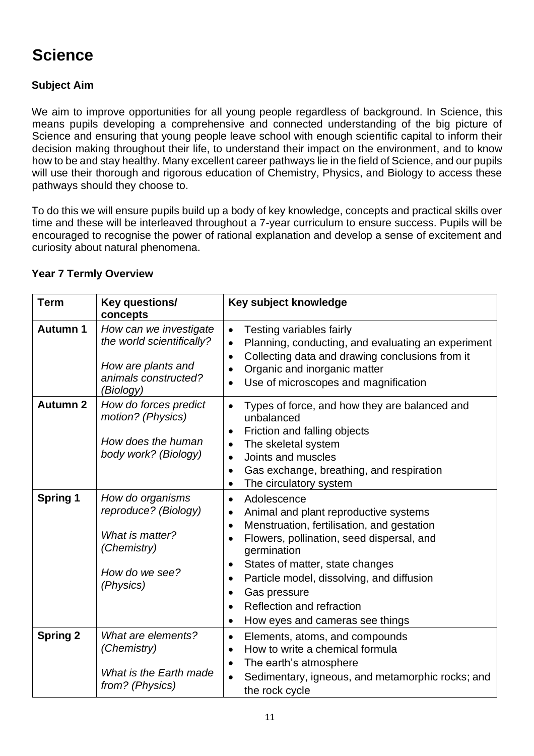# Science

### Subject Aim

We aim to improve opportunities for all young people regardless of background. In Science, this means pupils developing a comprehensive and connected understanding of the big picture of Science and ensuring that young people leave school with enough scientific capital to inform their decision making throughout their life, to understand their impact on the environment, and to know how to be and stay healthy. Many excellent career pathways lie in the field of Science, and our pupils will use their thorough and rigorous education of Chemistry, Physics, and Biology to access these pathways should they choose to.

To do this we will ensure pupils build up a body of key knowledge, concepts and practical skills over time and these will be interleaved throughout a 7-year curriculum to ensure success. Pupils will be encouraged to recognise the power of rational explanation and develop a sense of excitement and curiosity about natural phenomena.

### Year 7 Termly Overview

| Term | Key questions/ concepts | Key subject knowledge |
|---|---|---|
| **Autumn 1** | *How can we investigate the world scientifically?*<br><br>*How are plants and animals constructed? (Biology)* | • Testing variables fairly<br>• Planning, conducting, and evaluating an experiment<br>• Collecting data and drawing conclusions from it<br>• Organic and inorganic matter<br>• Use of microscopes and magnification |
| **Autumn 2** | *How do forces predict motion? (Physics)*<br><br>*How does the human body work? (Biology)* | • Types of force, and how they are balanced and unbalanced<br>• Friction and falling objects<br>• The skeletal system<br>• Joints and muscles<br>• Gas exchange, breathing, and respiration<br>• The circulatory system |
| **Spring 1** | *How do organisms reproduce? (Biology)*<br><br>*What is matter? (Chemistry)*<br><br>*How do we see? (Physics)* | • Adolescence<br>• Animal and plant reproductive systems<br>• Menstruation, fertilisation, and gestation<br>• Flowers, pollination, seed dispersal, and germination<br>• States of matter, state changes<br>• Particle model, dissolving, and diffusion<br>• Gas pressure<br>• Reflection and refraction<br>• How eyes and cameras see things |
| **Spring 2** | *What are elements? (Chemistry)*<br><br>*What is the Earth made from? (Physics)* | • Elements, atoms, and compounds<br>• How to write a chemical formula<br>• The earth's atmosphere<br>• Sedimentary, igneous, and metamorphic rocks; and the rock cycle |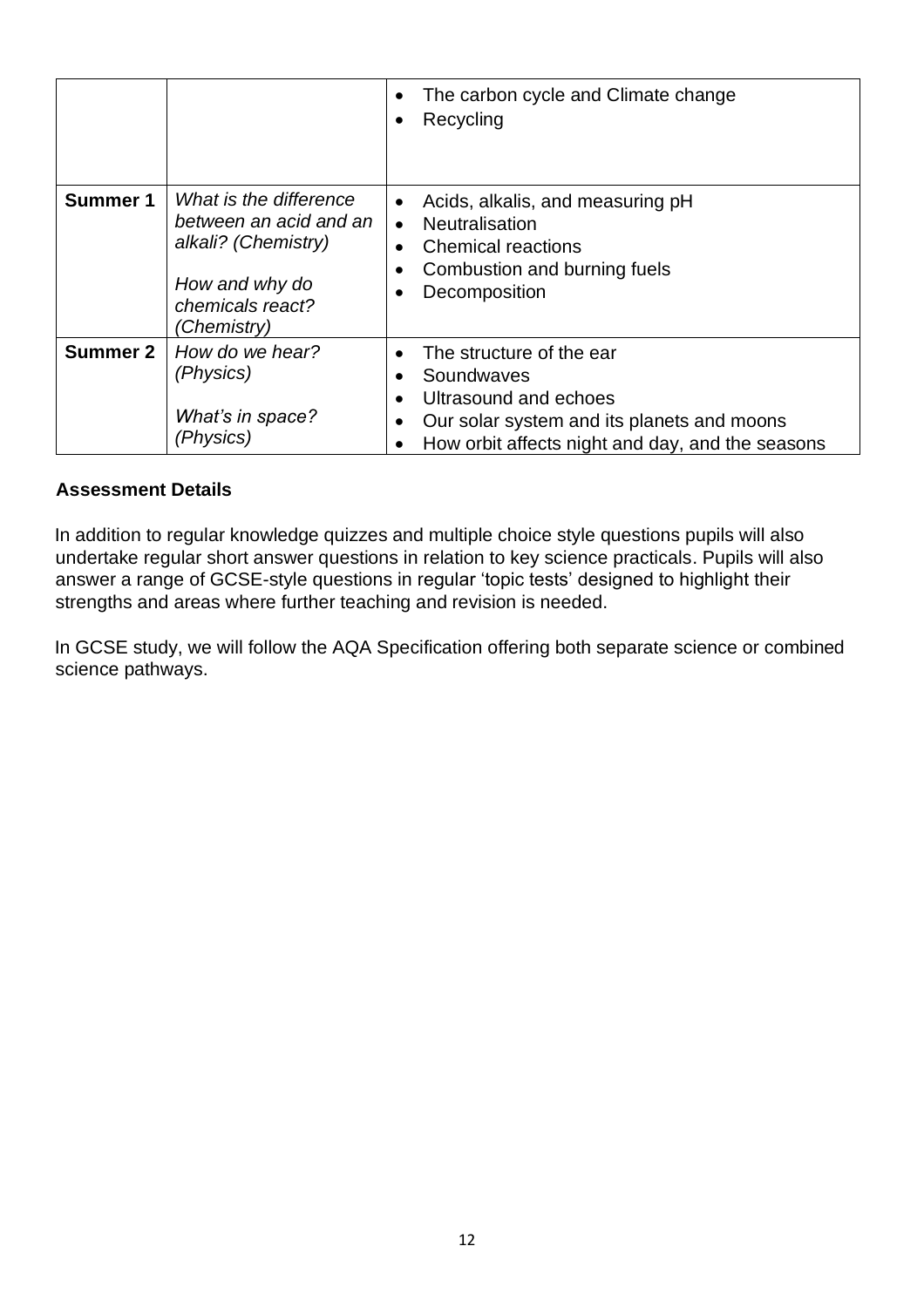| | | |
|---|---|---|
| | | • The carbon cycle and Climate change<br>• Recycling |
| **Summer 1** | *What is the difference between an acid and an alkali? (Chemistry)*<br><br>*How and why do chemicals react? (Chemistry)* | • Acids, alkalis, and measuring pH<br>• Neutralisation<br>• Chemical reactions<br>• Combustion and burning fuels<br>• Decomposition |
| **Summer 2** | *How do we hear? (Physics)*<br><br>*What's in space? (Physics)* | • The structure of the ear<br>• Soundwaves<br>• Ultrasound and echoes<br>• Our solar system and its planets and moons<br>• How orbit affects night and day, and the seasons |

**Assessment Details**

In addition to regular knowledge quizzes and multiple choice style questions pupils will also undertake regular short answer questions in relation to key science practicals. Pupils will also answer a range of GCSE-style questions in regular 'topic tests' designed to highlight their strengths and areas where further teaching and revision is needed.

In GCSE study, we will follow the AQA Specification offering both separate science or combined science pathways.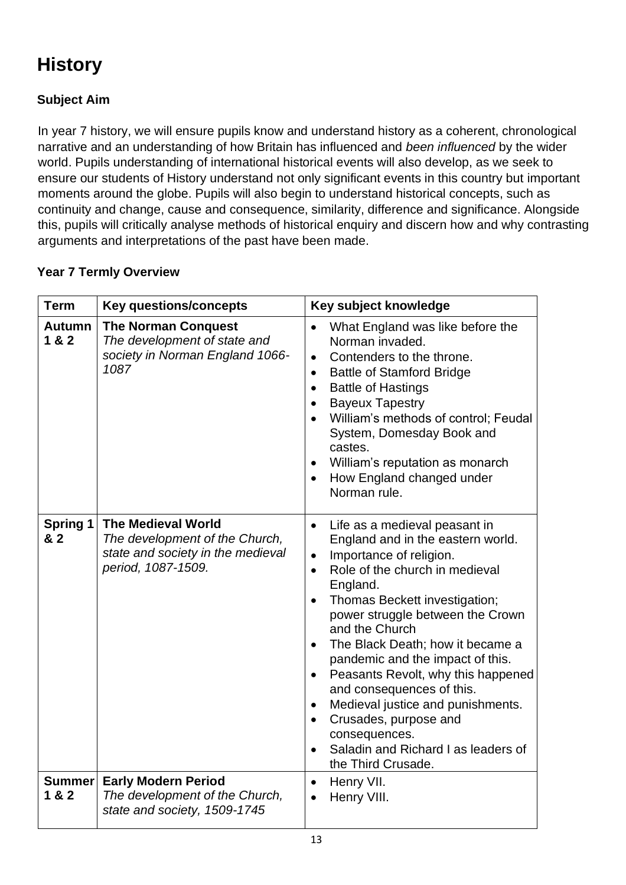# History

## Subject Aim

In year 7 history, we will ensure pupils know and understand history as a coherent, chronological narrative and an understanding of how Britain has influenced and *been influenced* by the wider world. Pupils understanding of international historical events will also develop, as we seek to ensure our students of History understand not only significant events in this country but important moments around the globe. Pupils will also begin to understand historical concepts, such as continuity and change, cause and consequence, similarity, difference and significance. Alongside this, pupils will critically analyse methods of historical enquiry and discern how and why contrasting arguments and interpretations of the past have been made.

## Year 7 Termly Overview

| Term | Key questions/concepts | Key subject knowledge |
|---|---|---|
| **Autumn 1 & 2** | **The Norman Conquest**<br>*The development of state and society in Norman England 1066-1087* | • What England was like before the Norman invaded.<br>• Contenders to the throne.<br>• Battle of Stamford Bridge<br>• Battle of Hastings<br>• Bayeux Tapestry<br>• William's methods of control; Feudal System, Domesday Book and castes.<br>• William's reputation as monarch<br>• How England changed under Norman rule. |
| **Spring 1 & 2** | **The Medieval World**<br>*The development of the Church, state and society in the medieval period, 1087-1509.* | • Life as a medieval peasant in England and in the eastern world.<br>• Importance of religion.<br>• Role of the church in medieval England.<br>• Thomas Beckett investigation; power struggle between the Crown and the Church<br>• The Black Death; how it became a pandemic and the impact of this.<br>• Peasants Revolt, why this happened and consequences of this.<br>• Medieval justice and punishments.<br>• Crusades, purpose and consequences.<br>• Saladin and Richard I as leaders of the Third Crusade. |
| **Summer 1 & 2** | **Early Modern Period**<br>*The development of the Church, state and society, 1509-1745* | • Henry VII.<br>• Henry VIII. |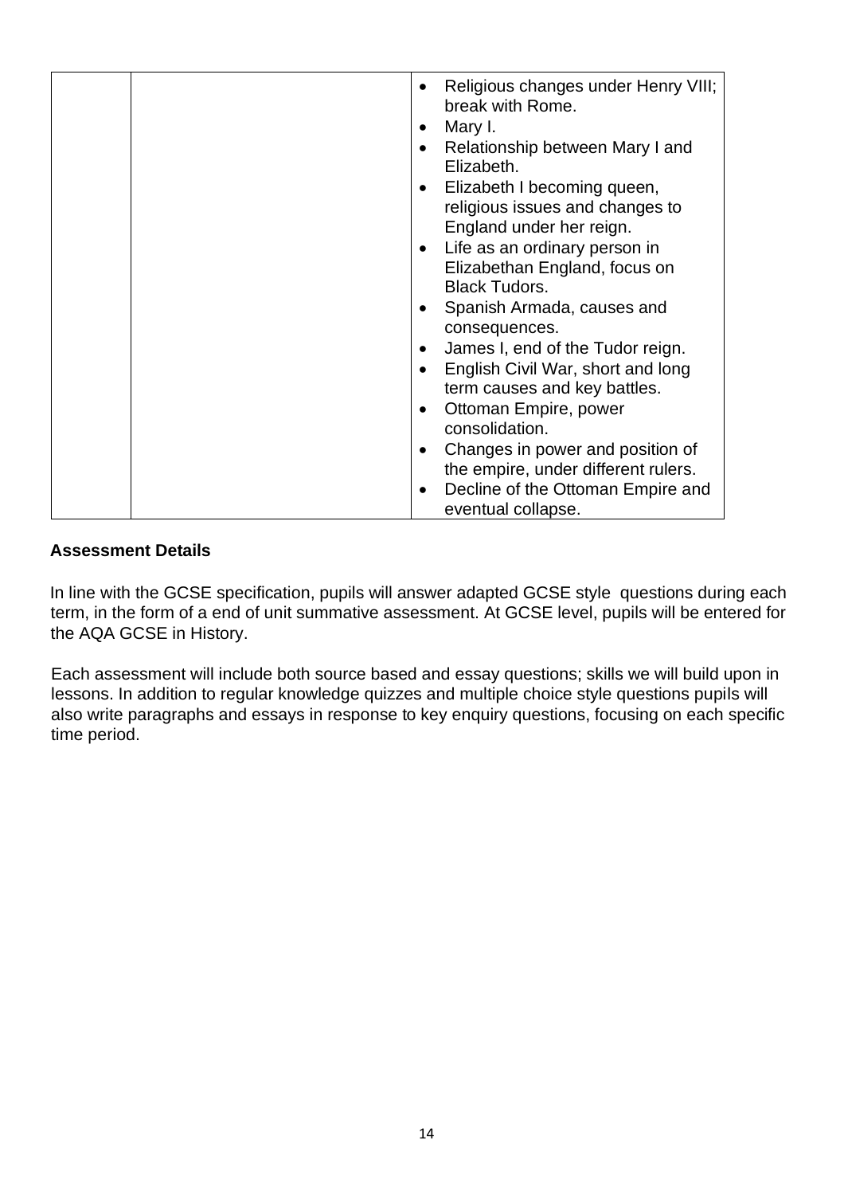| | | |
|---|---|---|
| | | • Religious changes under Henry VIII; break with Rome.<br>• Mary I.<br>• Relationship between Mary I and Elizabeth.<br>• Elizabeth I becoming queen, religious issues and changes to England under her reign.<br>• Life as an ordinary person in Elizabethan England, focus on Black Tudors.<br>• Spanish Armada, causes and consequences.<br>• James I, end of the Tudor reign.<br>• English Civil War, short and long term causes and key battles.<br>• Ottoman Empire, power consolidation.<br>• Changes in power and position of the empire, under different rulers.<br>• Decline of the Ottoman Empire and eventual collapse. |

**Assessment Details**

In line with the GCSE specification, pupils will answer adapted GCSE style questions during each term, in the form of a end of unit summative assessment. At GCSE level, pupils will be entered for the AQA GCSE in History.

Each assessment will include both source based and essay questions; skills we will build upon in lessons. In addition to regular knowledge quizzes and multiple choice style questions pupils will also write paragraphs and essays in response to key enquiry questions, focusing on each specific time period.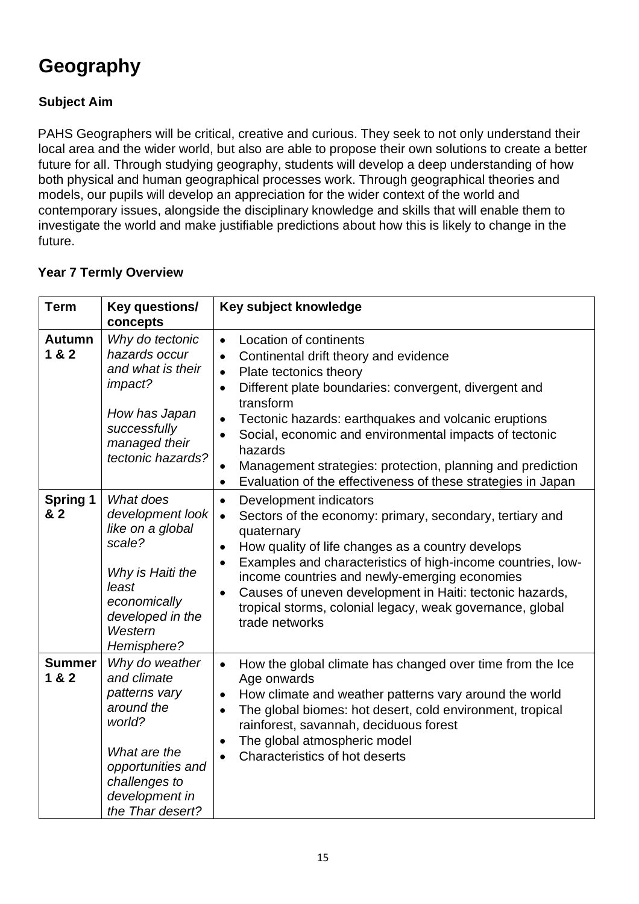# Geography

### Subject Aim

PAHS Geographers will be critical, creative and curious. They seek to not only understand their local area and the wider world, but also are able to propose their own solutions to create a better future for all. Through studying geography, students will develop a deep understanding of how both physical and human geographical processes work. Through geographical theories and models, our pupils will develop an appreciation for the wider context of the world and contemporary issues, alongside the disciplinary knowledge and skills that will enable them to investigate the world and make justifiable predictions about how this is likely to change in the future.

### Year 7 Termly Overview

| Term | Key questions/ concepts | Key subject knowledge |
|---|---|---|
| **Autumn 1 & 2** | *Why do tectonic hazards occur and what is their impact?*<br><br>*How has Japan successfully managed their tectonic hazards?* | • Location of continents<br>• Continental drift theory and evidence<br>• Plate tectonics theory<br>• Different plate boundaries: convergent, divergent and transform<br>• Tectonic hazards: earthquakes and volcanic eruptions<br>• Social, economic and environmental impacts of tectonic hazards<br>• Management strategies: protection, planning and prediction<br>• Evaluation of the effectiveness of these strategies in Japan |
| **Spring 1 & 2** | *What does development look like on a global scale?*<br><br>*Why is Haiti the least economically developed in the Western Hemisphere?* | • Development indicators<br>• Sectors of the economy: primary, secondary, tertiary and quaternary<br>• How quality of life changes as a country develops<br>• Examples and characteristics of high-income countries, low-income countries and newly-emerging economies<br>• Causes of uneven development in Haiti: tectonic hazards, tropical storms, colonial legacy, weak governance, global trade networks |
| **Summer 1 & 2** | *Why do weather and climate patterns vary around the world?*<br><br>*What are the opportunities and challenges to development in the Thar desert?* | • How the global climate has changed over time from the Ice Age onwards<br>• How climate and weather patterns vary around the world<br>• The global biomes: hot desert, cold environment, tropical rainforest, savannah, deciduous forest<br>• The global atmospheric model<br>• Characteristics of hot deserts |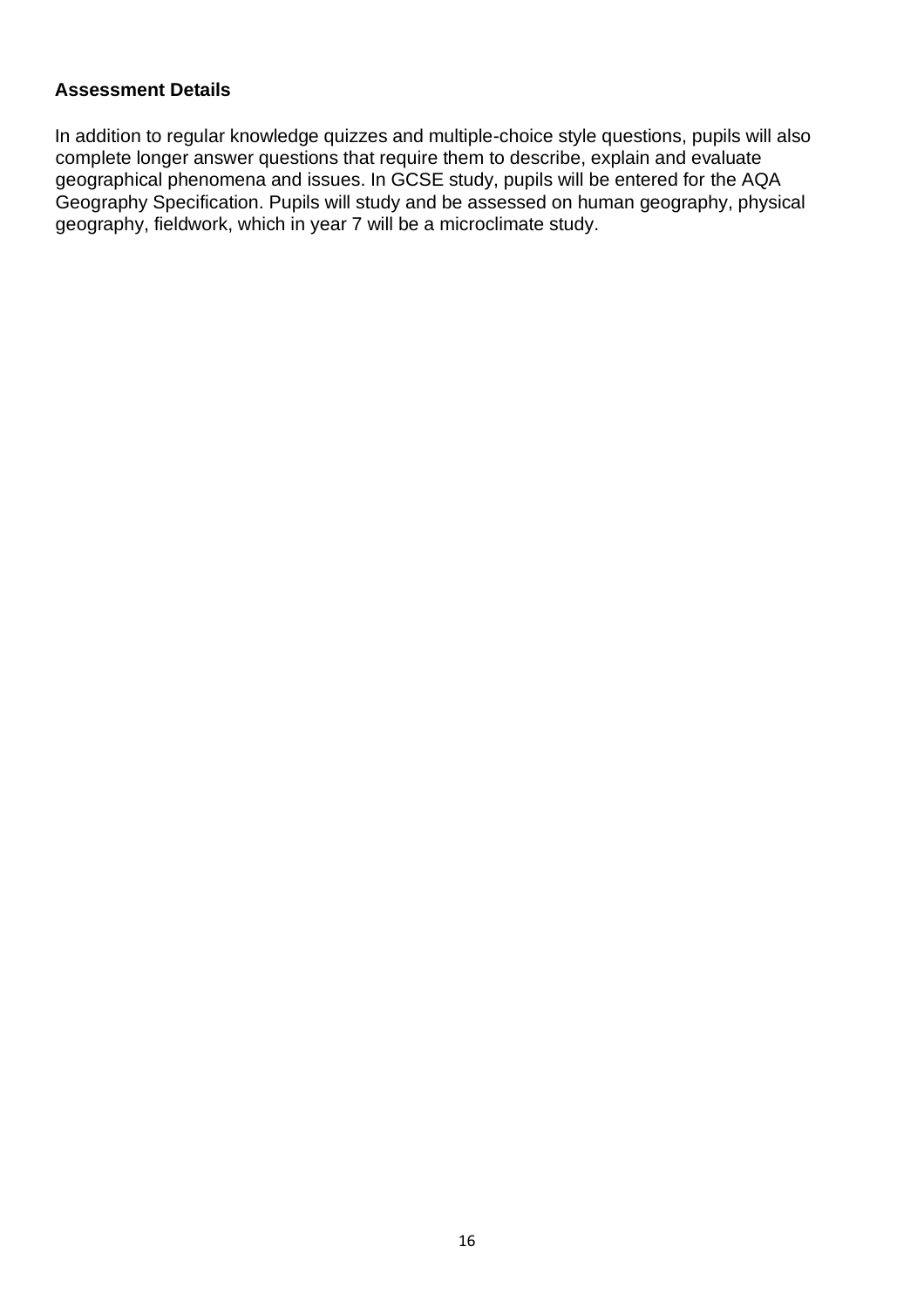**Assessment Details**

In addition to regular knowledge quizzes and multiple-choice style questions, pupils will also complete longer answer questions that require them to describe, explain and evaluate geographical phenomena and issues. In GCSE study, pupils will be entered for the AQA Geography Specification. Pupils will study and be assessed on human geography, physical geography, fieldwork, which in year 7 will be a microclimate study.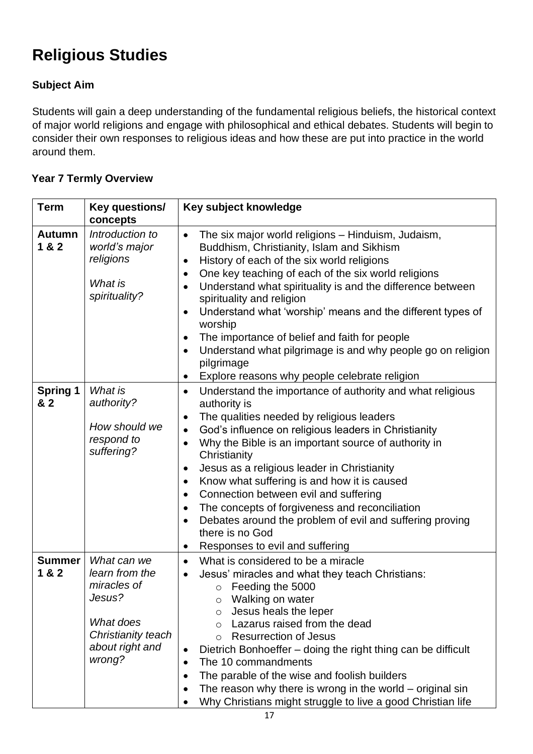# Religious Studies

### Subject Aim

Students will gain a deep understanding of the fundamental religious beliefs, the historical context of major world religions and engage with philosophical and ethical debates. Students will begin to consider their own responses to religious ideas and how these are put into practice in the world around them.

### Year 7 Termly Overview

| Term | Key questions/ concepts | Key subject knowledge |
|---|---|---|
| **Autumn 1 & 2** | *Introduction to world's major religions*<br><br>*What is spirituality?* | • The six major world religions – Hinduism, Judaism, Buddhism, Christianity, Islam and Sikhism<br>• History of each of the six world religions<br>• One key teaching of each of the six world religions<br>• Understand what spirituality is and the difference between spirituality and religion<br>• Understand what 'worship' means and the different types of worship<br>• The importance of belief and faith for people<br>• Understand what pilgrimage is and why people go on religion pilgrimage<br>• Explore reasons why people celebrate religion |
| **Spring 1 & 2** | *What is authority?*<br><br>*How should we respond to suffering?* | • Understand the importance of authority and what religious authority is<br>• The qualities needed by religious leaders<br>• God's influence on religious leaders in Christianity<br>• Why the Bible is an important source of authority in Christianity<br>• Jesus as a religious leader in Christianity<br>• Know what suffering is and how it is caused<br>• Connection between evil and suffering<br>• The concepts of forgiveness and reconciliation<br>• Debates around the problem of evil and suffering proving there is no God<br>• Responses to evil and suffering |
| **Summer 1 & 2** | *What can we learn from the miracles of Jesus?*<br><br>*What does Christianity teach about right and wrong?* | • What is considered to be a miracle<br>• Jesus' miracles and what they teach Christians:<br>&nbsp;&nbsp;&nbsp;&nbsp;○ Feeding the 5000<br>&nbsp;&nbsp;&nbsp;&nbsp;○ Walking on water<br>&nbsp;&nbsp;&nbsp;&nbsp;○ Jesus heals the leper<br>&nbsp;&nbsp;&nbsp;&nbsp;○ Lazarus raised from the dead<br>&nbsp;&nbsp;&nbsp;&nbsp;○ Resurrection of Jesus<br>• Dietrich Bonhoeffer – doing the right thing can be difficult<br>• The 10 commandments<br>• The parable of the wise and foolish builders<br>• The reason why there is wrong in the world – original sin<br>• Why Christians might struggle to live a good Christian life |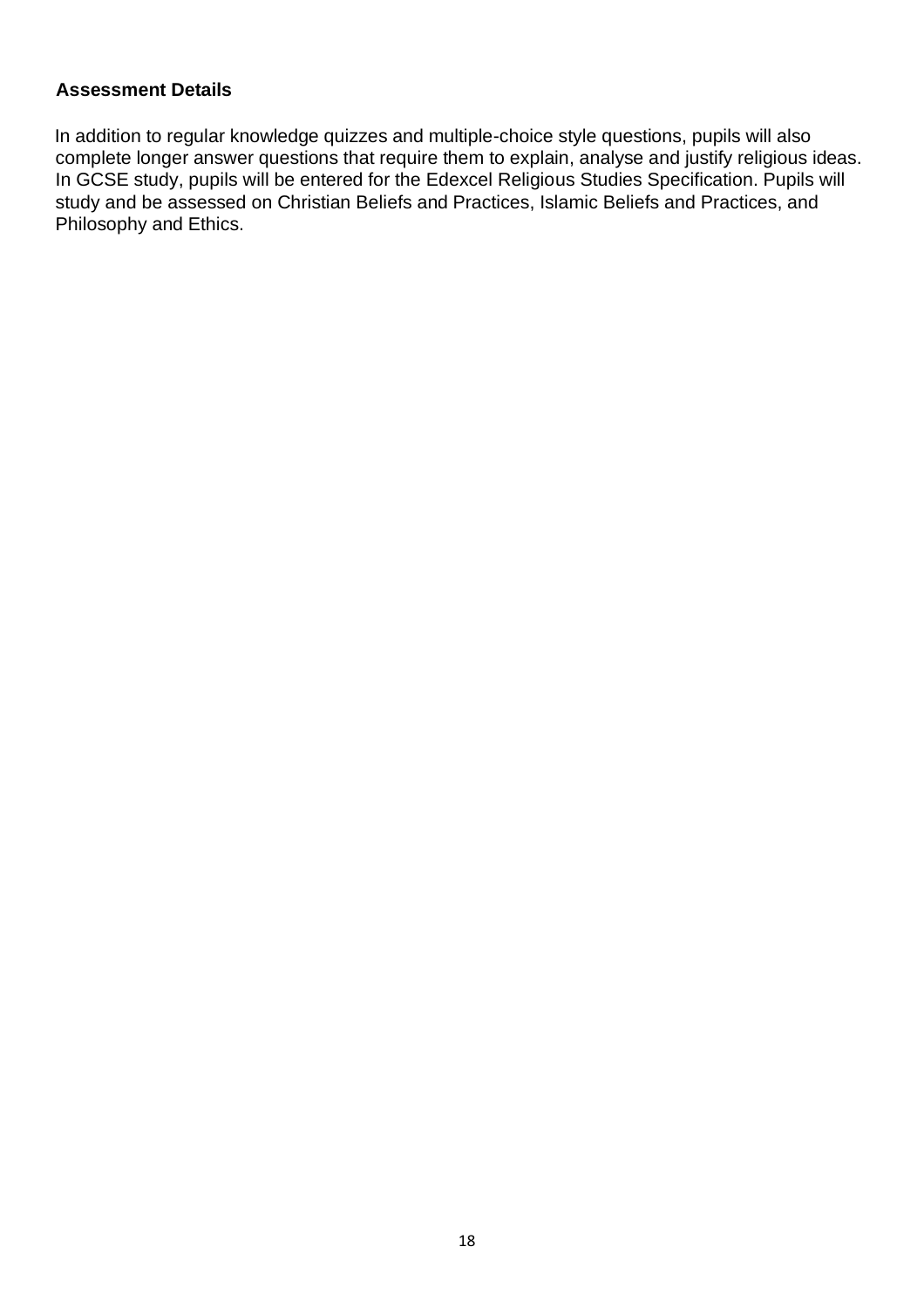**Assessment Details**

In addition to regular knowledge quizzes and multiple-choice style questions, pupils will also complete longer answer questions that require them to explain, analyse and justify religious ideas. In GCSE study, pupils will be entered for the Edexcel Religious Studies Specification. Pupils will study and be assessed on Christian Beliefs and Practices, Islamic Beliefs and Practices, and Philosophy and Ethics.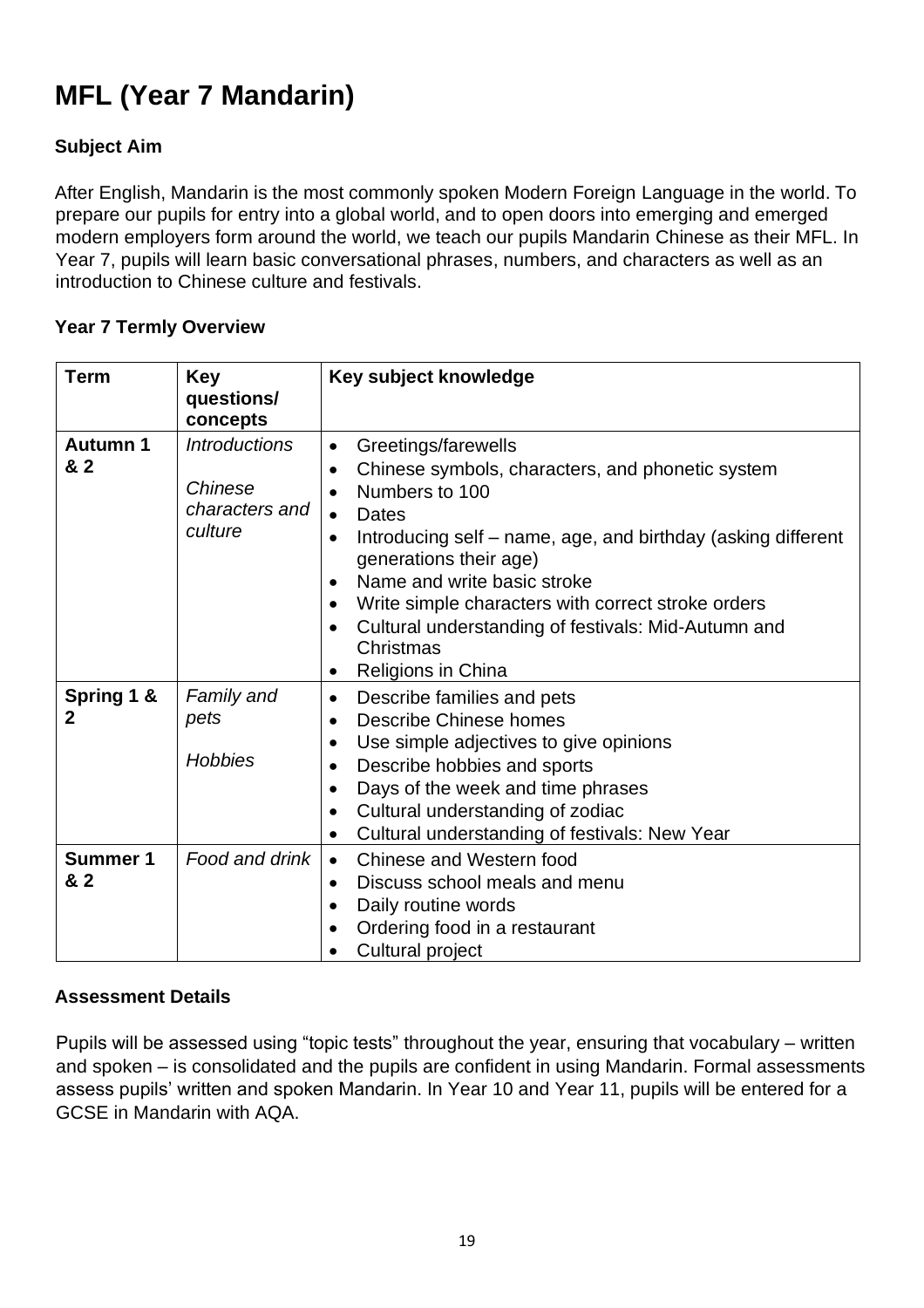# MFL (Year 7 Mandarin)

### Subject Aim

After English, Mandarin is the most commonly spoken Modern Foreign Language in the world. To prepare our pupils for entry into a global world, and to open doors into emerging and emerged modern employers form around the world, we teach our pupils Mandarin Chinese as their MFL. In Year 7, pupils will learn basic conversational phrases, numbers, and characters as well as an introduction to Chinese culture and festivals.

### Year 7 Termly Overview

| Term | Key questions/ concepts | Key subject knowledge |
|---|---|---|
| **Autumn 1 & 2** | *Introductions*<br><br>*Chinese characters and culture* | • Greetings/farewells<br>• Chinese symbols, characters, and phonetic system<br>• Numbers to 100<br>• Dates<br>• Introducing self – name, age, and birthday (asking different generations their age)<br>• Name and write basic stroke<br>• Write simple characters with correct stroke orders<br>• Cultural understanding of festivals: Mid-Autumn and Christmas<br>• Religions in China |
| **Spring 1 & 2** | *Family and pets*<br><br>*Hobbies* | • Describe families and pets<br>• Describe Chinese homes<br>• Use simple adjectives to give opinions<br>• Describe hobbies and sports<br>• Days of the week and time phrases<br>• Cultural understanding of zodiac<br>• Cultural understanding of festivals: New Year |
| **Summer 1 & 2** | *Food and drink* | • Chinese and Western food<br>• Discuss school meals and menu<br>• Daily routine words<br>• Ordering food in a restaurant<br>• Cultural project |

### Assessment Details

Pupils will be assessed using "topic tests" throughout the year, ensuring that vocabulary – written and spoken – is consolidated and the pupils are confident in using Mandarin. Formal assessments assess pupils' written and spoken Mandarin. In Year 10 and Year 11, pupils will be entered for a GCSE in Mandarin with AQA.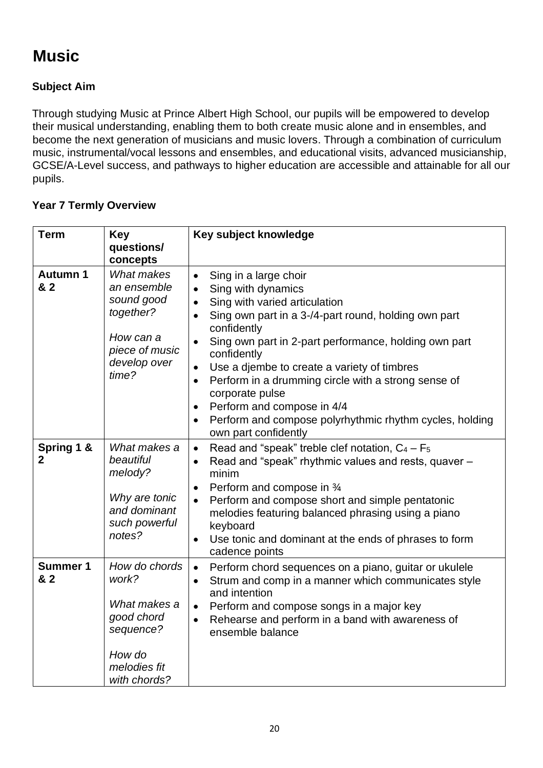# Music

### Subject Aim

Through studying Music at Prince Albert High School, our pupils will be empowered to develop their musical understanding, enabling them to both create music alone and in ensembles, and become the next generation of musicians and music lovers. Through a combination of curriculum music, instrumental/vocal lessons and ensembles, and educational visits, advanced musicianship, GCSE/A-Level success, and pathways to higher education are accessible and attainable for all our pupils.

### Year 7 Termly Overview

| Term | Key questions/ concepts | Key subject knowledge |
|---|---|---|
| **Autumn 1 & 2** | *What makes an ensemble sound good together?*<br><br>*How can a piece of music develop over time?* | • Sing in a large choir<br>• Sing with dynamics<br>• Sing with varied articulation<br>• Sing own part in a 3-/4-part round, holding own part confidently<br>• Sing own part in 2-part performance, holding own part confidently<br>• Use a djembe to create a variety of timbres<br>• Perform in a drumming circle with a strong sense of corporate pulse<br>• Perform and compose in 4/4<br>• Perform and compose polyrhythmic rhythm cycles, holding own part confidently |
| **Spring 1 & 2** | *What makes a beautiful melody?*<br><br>*Why are tonic and dominant such powerful notes?* | • Read and "speak" treble clef notation, $C_4 - F_5$<br>• Read and "speak" rhythmic values and rests, quaver – minim<br>• Perform and compose in ¾<br>• Perform and compose short and simple pentatonic melodies featuring balanced phrasing using a piano keyboard<br>• Use tonic and dominant at the ends of phrases to form cadence points |
| **Summer 1 & 2** | *How do chords work?*<br><br>*What makes a good chord sequence?*<br><br>*How do melodies fit with chords?* | • Perform chord sequences on a piano, guitar or ukulele<br>• Strum and comp in a manner which communicates style and intention<br>• Perform and compose songs in a major key<br>• Rehearse and perform in a band with awareness of ensemble balance |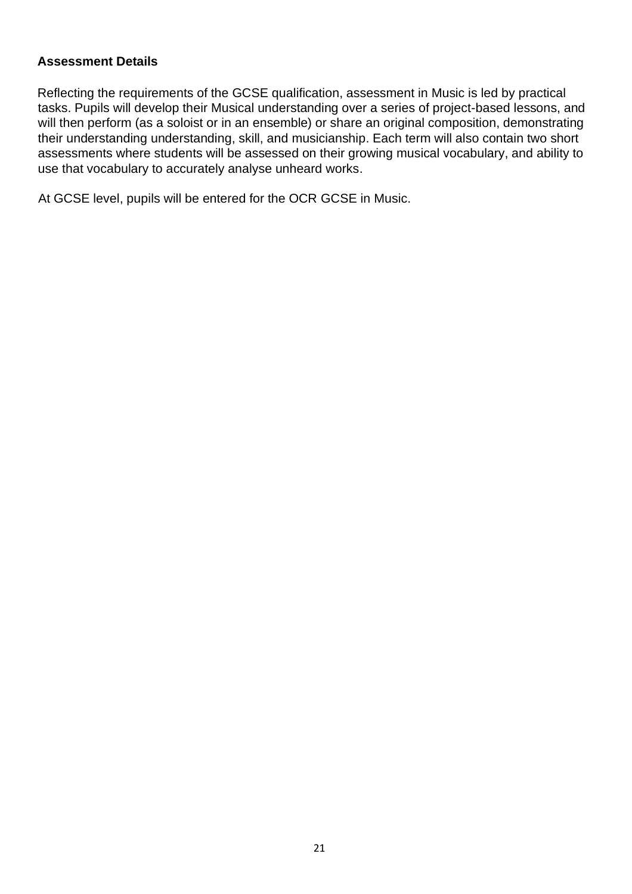**Assessment Details**

Reflecting the requirements of the GCSE qualification, assessment in Music is led by practical tasks. Pupils will develop their Musical understanding over a series of project-based lessons, and will then perform (as a soloist or in an ensemble) or share an original composition, demonstrating their understanding understanding, skill, and musicianship. Each term will also contain two short assessments where students will be assessed on their growing musical vocabulary, and ability to use that vocabulary to accurately analyse unheard works.

At GCSE level, pupils will be entered for the OCR GCSE in Music.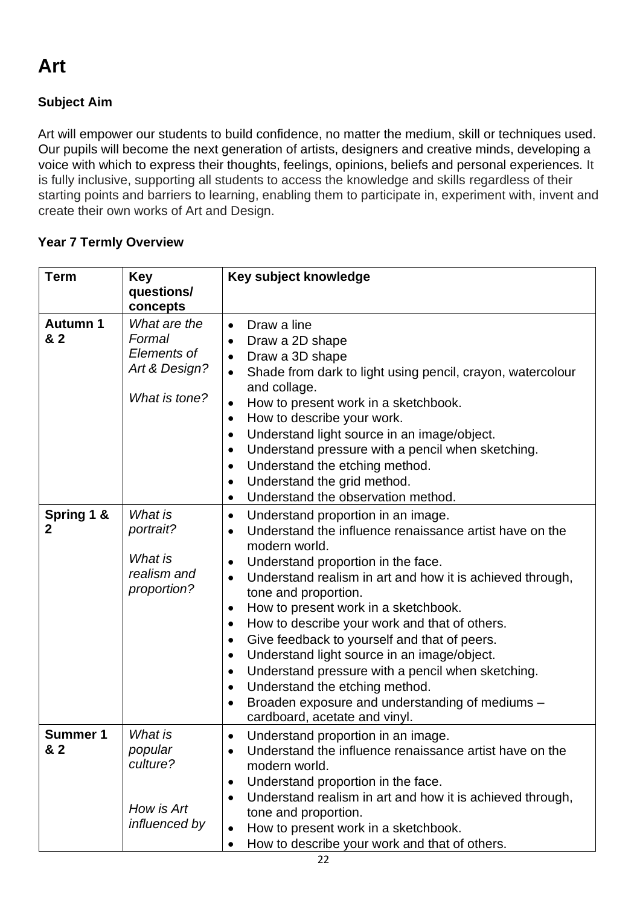# Art

### Subject Aim

Art will empower our students to build confidence, no matter the medium, skill or techniques used. Our pupils will become the next generation of artists, designers and creative minds, developing a voice with which to express their thoughts, feelings, opinions, beliefs and personal experiences. It is fully inclusive, supporting all students to access the knowledge and skills regardless of their starting points and barriers to learning, enabling them to participate in, experiment with, invent and create their own works of Art and Design.

### Year 7 Termly Overview

| Term | Key questions/ concepts | Key subject knowledge |
|---|---|---|
| **Autumn 1 & 2** | *What are the Formal Elements of Art & Design?*<br><br>*What is tone?* | • Draw a line<br>• Draw a 2D shape<br>• Draw a 3D shape<br>• Shade from dark to light using pencil, crayon, watercolour and collage.<br>• How to present work in a sketchbook.<br>• How to describe your work.<br>• Understand light source in an image/object.<br>• Understand pressure with a pencil when sketching.<br>• Understand the etching method.<br>• Understand the grid method.<br>• Understand the observation method. |
| **Spring 1 & 2** | *What is portrait?*<br><br>*What is realism and proportion?* | • Understand proportion in an image.<br>• Understand the influence renaissance artist have on the modern world.<br>• Understand proportion in the face.<br>• Understand realism in art and how it is achieved through, tone and proportion.<br>• How to present work in a sketchbook.<br>• How to describe your work and that of others.<br>• Give feedback to yourself and that of peers.<br>• Understand light source in an image/object.<br>• Understand pressure with a pencil when sketching.<br>• Understand the etching method.<br>• Broaden exposure and understanding of mediums – cardboard, acetate and vinyl. |
| **Summer 1 & 2** | *What is popular culture?*<br><br>*How is Art influenced by* | • Understand proportion in an image.<br>• Understand the influence renaissance artist have on the modern world.<br>• Understand proportion in the face.<br>• Understand realism in art and how it is achieved through, tone and proportion.<br>• How to present work in a sketchbook.<br>• How to describe your work and that of others. |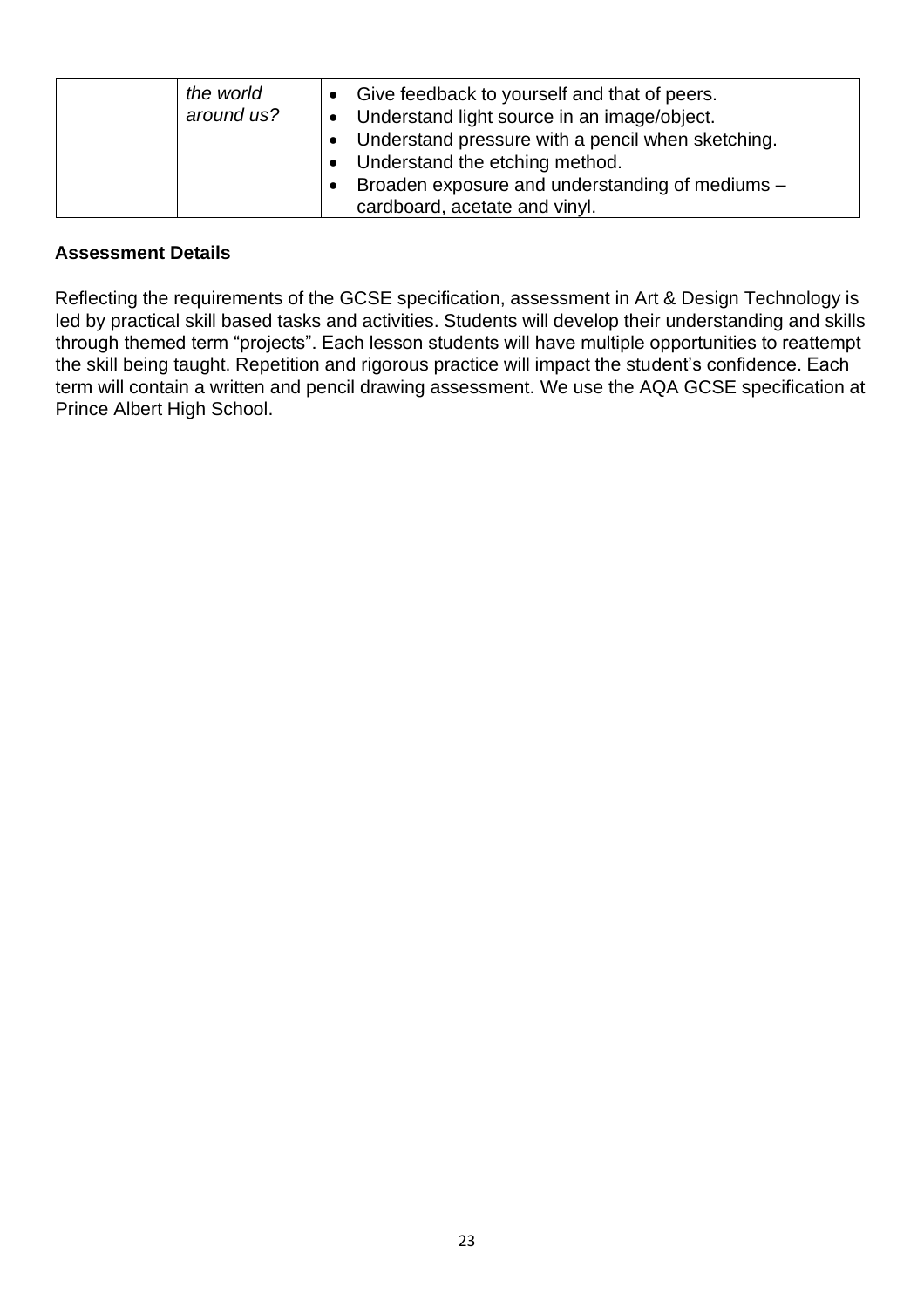|  | *the world around us?* | <ul><li>Give feedback to yourself and that of peers.</li><li>Understand light source in an image/object.</li><li>Understand pressure with a pencil when sketching.</li><li>Understand the etching method.</li><li>Broaden exposure and understanding of mediums – cardboard, acetate and vinyl.</li></ul> |
|---|---|---|

**Assessment Details**

Reflecting the requirements of the GCSE specification, assessment in Art & Design Technology is led by practical skill based tasks and activities. Students will develop their understanding and skills through themed term "projects". Each lesson students will have multiple opportunities to reattempt the skill being taught. Repetition and rigorous practice will impact the student's confidence. Each term will contain a written and pencil drawing assessment. We use the AQA GCSE specification at Prince Albert High School.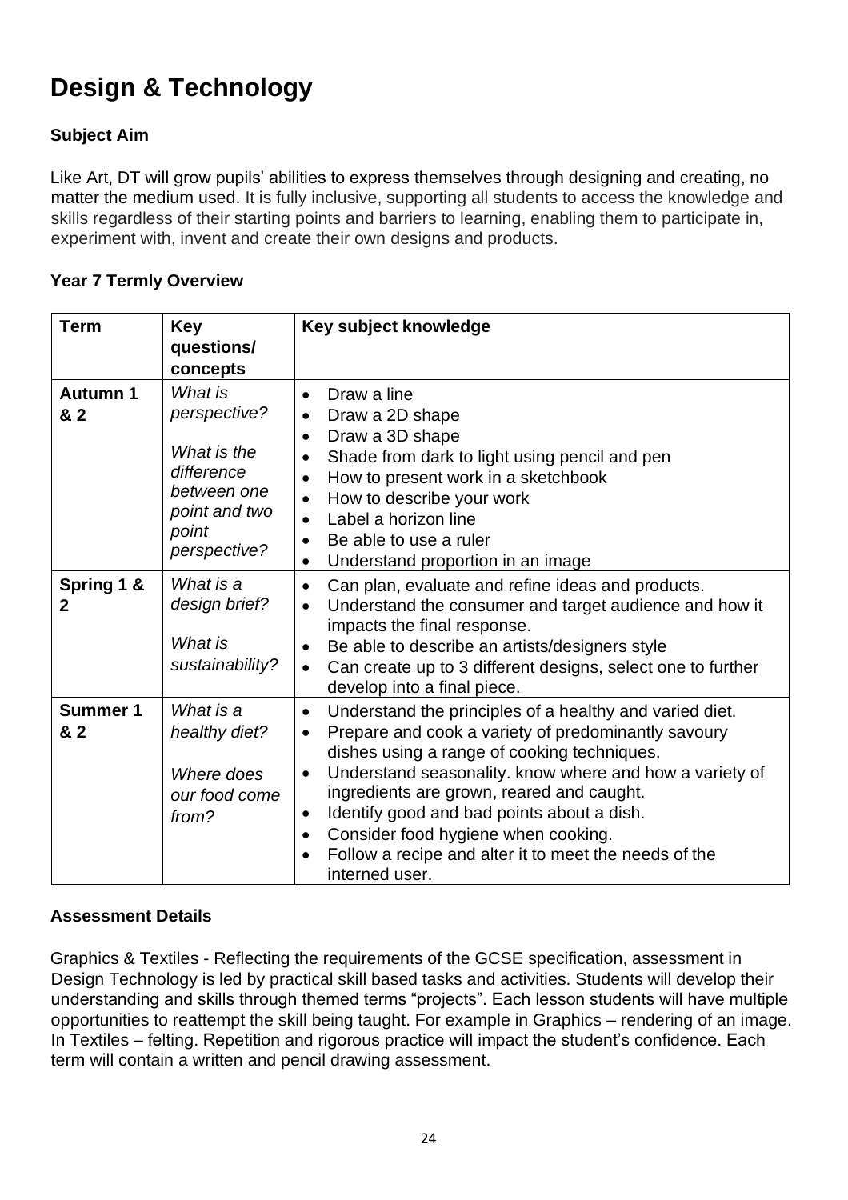# Design & Technology

### Subject Aim

Like Art, DT will grow pupils' abilities to express themselves through designing and creating, no matter the medium used. It is fully inclusive, supporting all students to access the knowledge and skills regardless of their starting points and barriers to learning, enabling them to participate in, experiment with, invent and create their own designs and products.

### Year 7 Termly Overview

| Term | Key questions/ concepts | Key subject knowledge |
|---|---|---|
| **Autumn 1 & 2** | *What is perspective?*<br><br>*What is the difference between one point and two point perspective?* | • Draw a line<br>• Draw a 2D shape<br>• Draw a 3D shape<br>• Shade from dark to light using pencil and pen<br>• How to present work in a sketchbook<br>• How to describe your work<br>• Label a horizon line<br>• Be able to use a ruler<br>• Understand proportion in an image |
| **Spring 1 & 2** | *What is a design brief?*<br><br>*What is sustainability?* | • Can plan, evaluate and refine ideas and products.<br>• Understand the consumer and target audience and how it impacts the final response.<br>• Be able to describe an artists/designers style<br>• Can create up to 3 different designs, select one to further develop into a final piece. |
| **Summer 1 & 2** | *What is a healthy diet?*<br><br>*Where does our food come from?* | • Understand the principles of a healthy and varied diet.<br>• Prepare and cook a variety of predominantly savoury dishes using a range of cooking techniques.<br>• Understand seasonality. know where and how a variety of ingredients are grown, reared and caught.<br>• Identify good and bad points about a dish.<br>• Consider food hygiene when cooking.<br>• Follow a recipe and alter it to meet the needs of the interned user. |

### Assessment Details

Graphics & Textiles - Reflecting the requirements of the GCSE specification, assessment in Design Technology is led by practical skill based tasks and activities. Students will develop their understanding and skills through themed terms "projects". Each lesson students will have multiple opportunities to reattempt the skill being taught. For example in Graphics – rendering of an image. In Textiles – felting. Repetition and rigorous practice will impact the student's confidence. Each term will contain a written and pencil drawing assessment.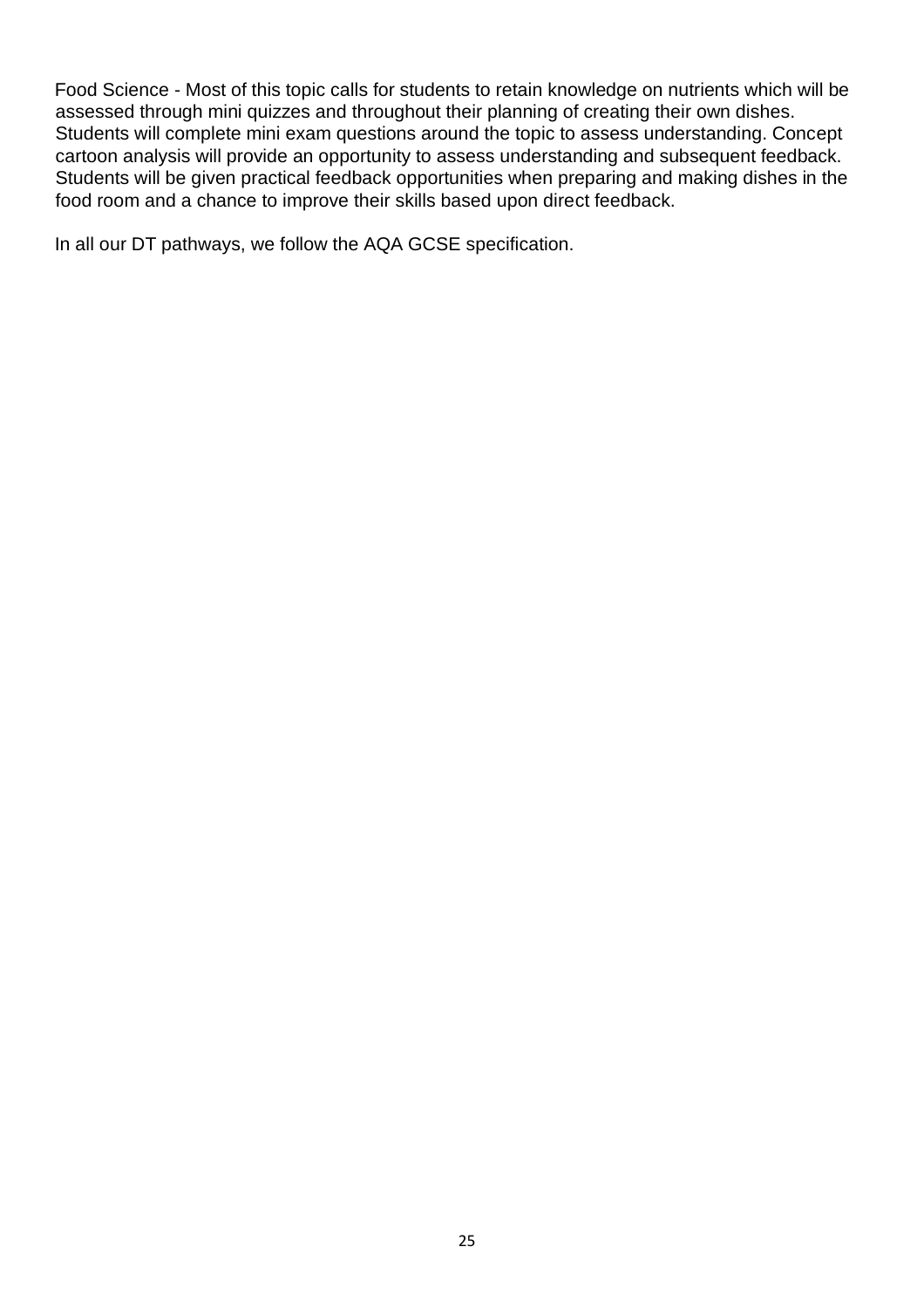Food Science - Most of this topic calls for students to retain knowledge on nutrients which will be assessed through mini quizzes and throughout their planning of creating their own dishes. Students will complete mini exam questions around the topic to assess understanding. Concept cartoon analysis will provide an opportunity to assess understanding and subsequent feedback. Students will be given practical feedback opportunities when preparing and making dishes in the food room and a chance to improve their skills based upon direct feedback.

In all our DT pathways, we follow the AQA GCSE specification.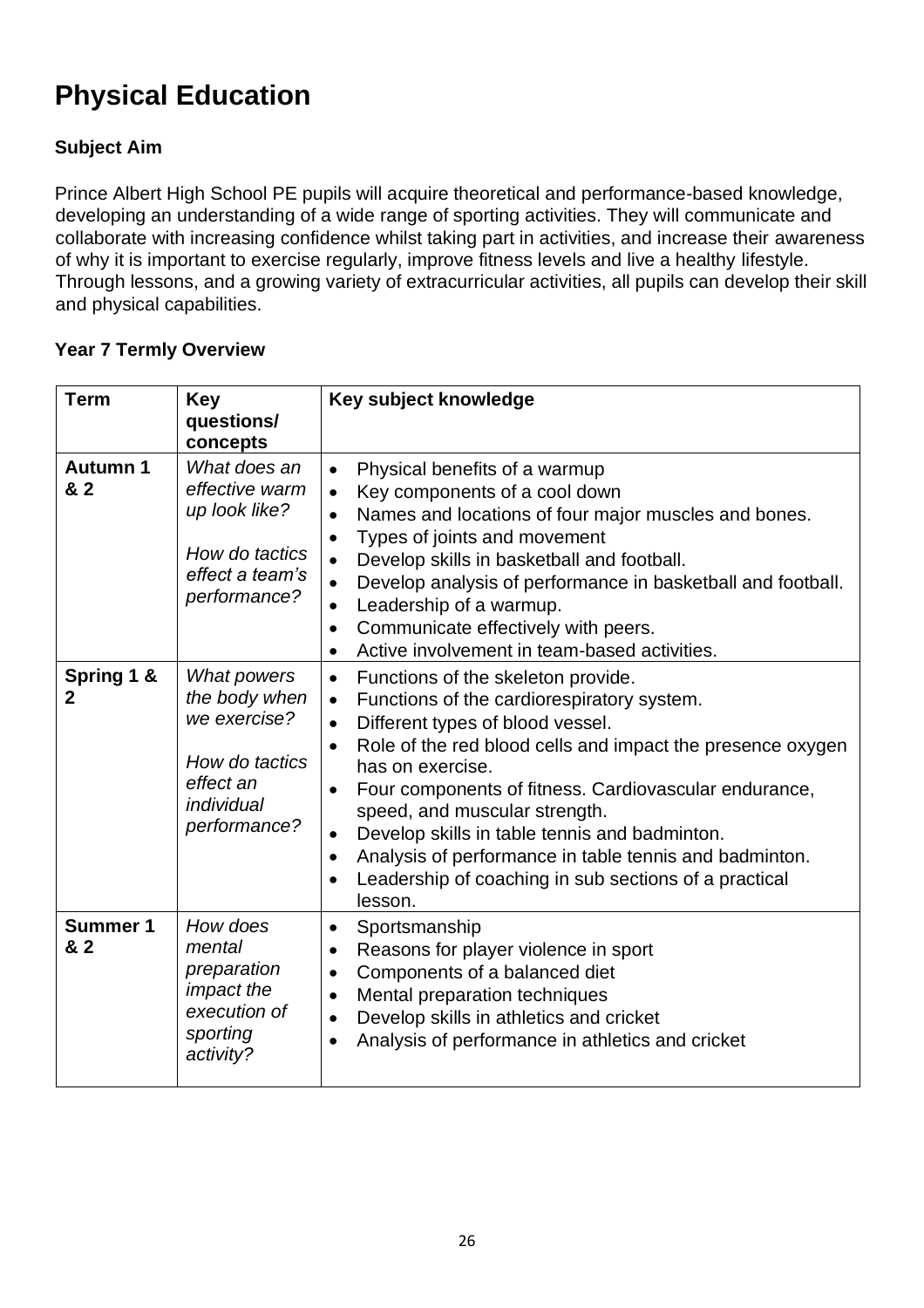# Physical Education

### Subject Aim

Prince Albert High School PE pupils will acquire theoretical and performance-based knowledge, developing an understanding of a wide range of sporting activities. They will communicate and collaborate with increasing confidence whilst taking part in activities, and increase their awareness of why it is important to exercise regularly, improve fitness levels and live a healthy lifestyle. Through lessons, and a growing variety of extracurricular activities, all pupils can develop their skill and physical capabilities.

### Year 7 Termly Overview

| Term | Key questions/ concepts | Key subject knowledge |
|---|---|---|
| **Autumn 1 & 2** | *What does an effective warm up look like?*<br><br>*How do tactics effect a team's performance?* | • Physical benefits of a warmup<br>• Key components of a cool down<br>• Names and locations of four major muscles and bones.<br>• Types of joints and movement<br>• Develop skills in basketball and football.<br>• Develop analysis of performance in basketball and football.<br>• Leadership of a warmup.<br>• Communicate effectively with peers.<br>• Active involvement in team-based activities. |
| **Spring 1 & 2** | *What powers the body when we exercise?*<br><br>*How do tactics effect an individual performance?* | • Functions of the skeleton provide.<br>• Functions of the cardiorespiratory system.<br>• Different types of blood vessel.<br>• Role of the red blood cells and impact the presence oxygen has on exercise.<br>• Four components of fitness. Cardiovascular endurance, speed, and muscular strength.<br>• Develop skills in table tennis and badminton.<br>• Analysis of performance in table tennis and badminton.<br>• Leadership of coaching in sub sections of a practical lesson. |
| **Summer 1 & 2** | *How does mental preparation impact the execution of sporting activity?* | • Sportsmanship<br>• Reasons for player violence in sport<br>• Components of a balanced diet<br>• Mental preparation techniques<br>• Develop skills in athletics and cricket<br>• Analysis of performance in athletics and cricket |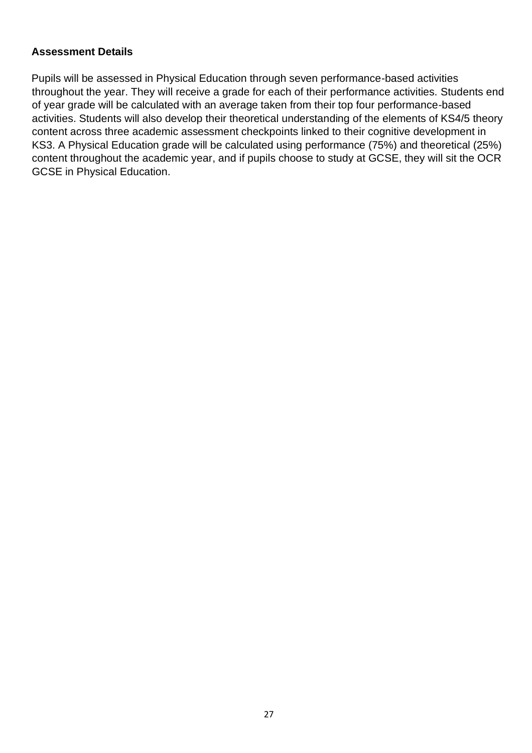**Assessment Details**

Pupils will be assessed in Physical Education through seven performance-based activities throughout the year. They will receive a grade for each of their performance activities. Students end of year grade will be calculated with an average taken from their top four performance-based activities. Students will also develop their theoretical understanding of the elements of KS4/5 theory content across three academic assessment checkpoints linked to their cognitive development in KS3. A Physical Education grade will be calculated using performance (75%) and theoretical (25%) content throughout the academic year, and if pupils choose to study at GCSE, they will sit the OCR GCSE in Physical Education.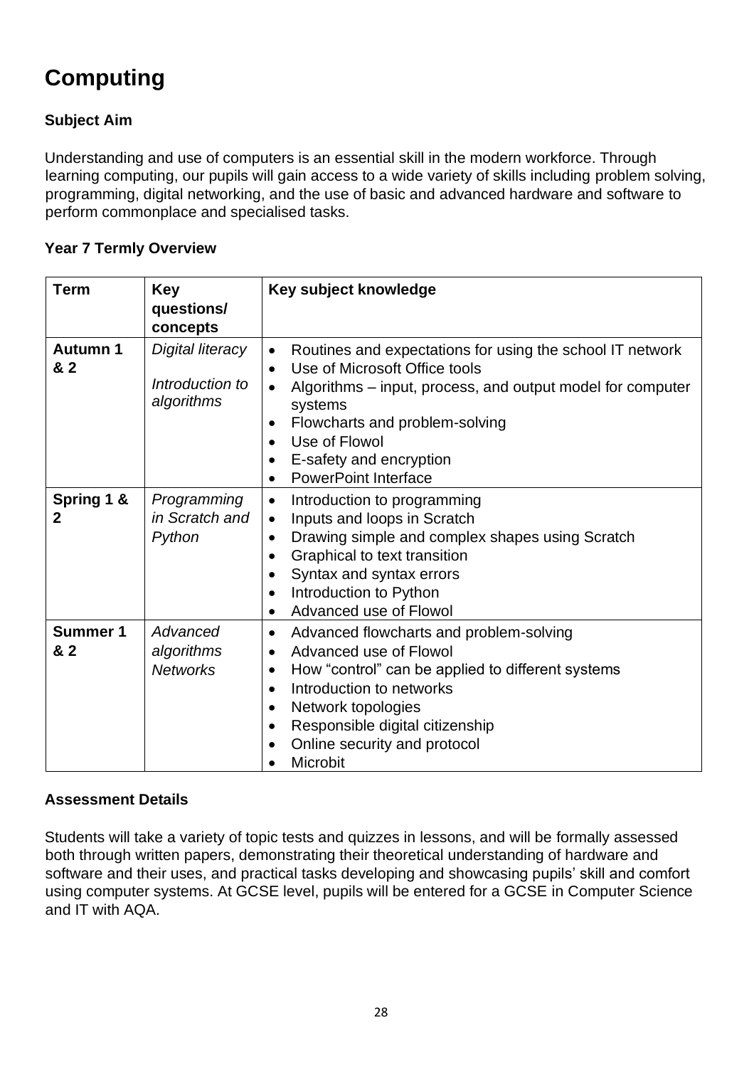# Computing

### Subject Aim

Understanding and use of computers is an essential skill in the modern workforce. Through learning computing, our pupils will gain access to a wide variety of skills including problem solving, programming, digital networking, and the use of basic and advanced hardware and software to perform commonplace and specialised tasks.

### Year 7 Termly Overview

| Term | Key questions/ concepts | Key subject knowledge |
| --- | --- | --- |
| **Autumn 1 & 2** | *Digital literacy*<br><br>*Introduction to algorithms* | • Routines and expectations for using the school IT network<br>• Use of Microsoft Office tools<br>• Algorithms – input, process, and output model for computer systems<br>• Flowcharts and problem-solving<br>• Use of Flowol<br>• E-safety and encryption<br>• PowerPoint Interface |
| **Spring 1 & 2** | *Programming in Scratch and Python* | • Introduction to programming<br>• Inputs and loops in Scratch<br>• Drawing simple and complex shapes using Scratch<br>• Graphical to text transition<br>• Syntax and syntax errors<br>• Introduction to Python<br>• Advanced use of Flowol |
| **Summer 1 & 2** | *Advanced algorithms*<br>*Networks* | • Advanced flowcharts and problem-solving<br>• Advanced use of Flowol<br>• How "control" can be applied to different systems<br>• Introduction to networks<br>• Network topologies<br>• Responsible digital citizenship<br>• Online security and protocol<br>• Microbit |

### Assessment Details

Students will take a variety of topic tests and quizzes in lessons, and will be formally assessed both through written papers, demonstrating their theoretical understanding of hardware and software and their uses, and practical tasks developing and showcasing pupils' skill and comfort using computer systems. At GCSE level, pupils will be entered for a GCSE in Computer Science and IT with AQA.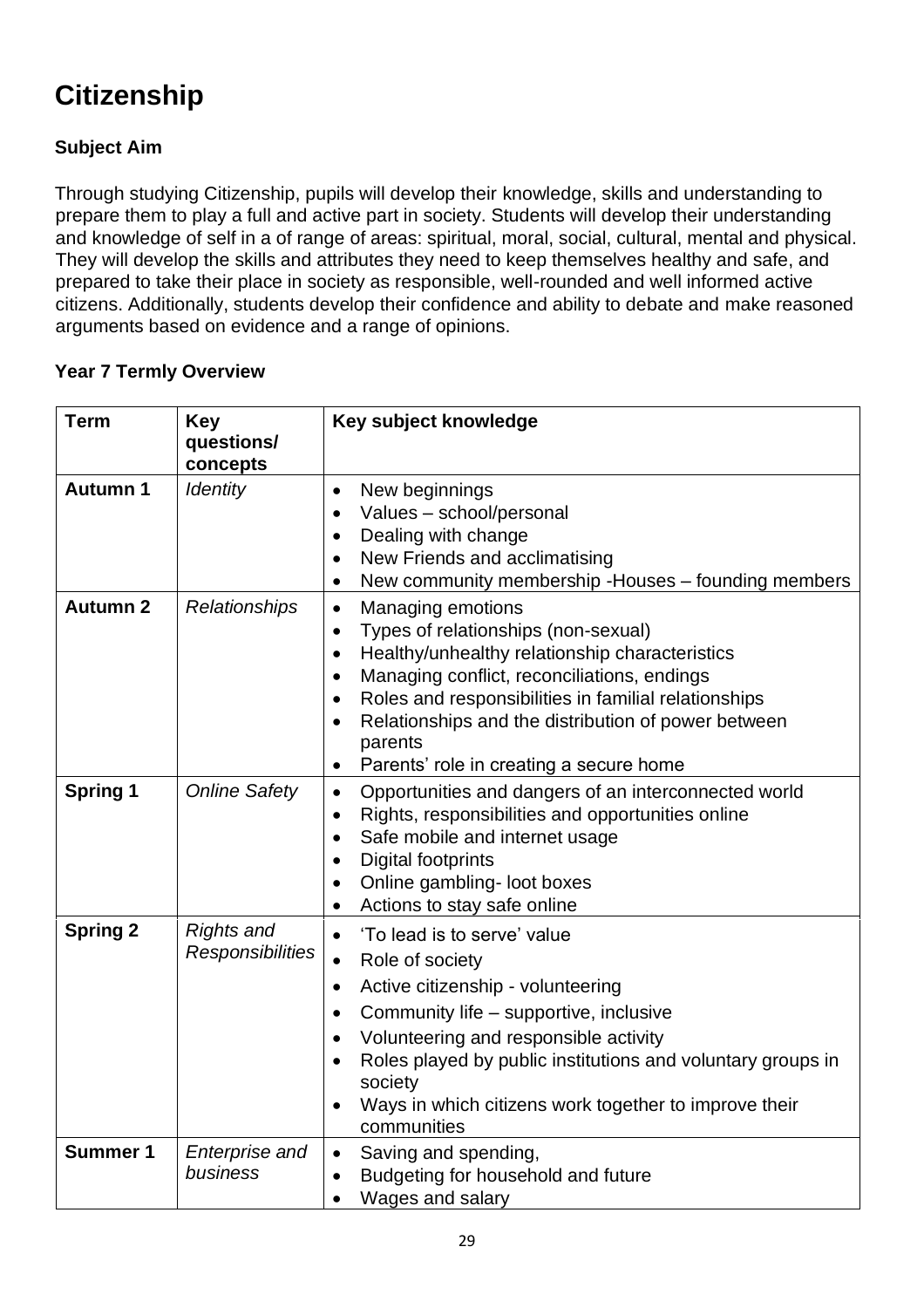# Citizenship

### Subject Aim

Through studying Citizenship, pupils will develop their knowledge, skills and understanding to prepare them to play a full and active part in society. Students will develop their understanding and knowledge of self in a of range of areas: spiritual, moral, social, cultural, mental and physical. They will develop the skills and attributes they need to keep themselves healthy and safe, and prepared to take their place in society as responsible, well-rounded and well informed active citizens. Additionally, students develop their confidence and ability to debate and make reasoned arguments based on evidence and a range of opinions.

### Year 7 Termly Overview

| Term | Key questions/ concepts | Key subject knowledge |
|---|---|---|
| **Autumn 1** | *Identity* | • New beginnings<br>• Values – school/personal<br>• Dealing with change<br>• New Friends and acclimatising<br>• New community membership -Houses – founding members |
| **Autumn 2** | *Relationships* | • Managing emotions<br>• Types of relationships (non-sexual)<br>• Healthy/unhealthy relationship characteristics<br>• Managing conflict, reconciliations, endings<br>• Roles and responsibilities in familial relationships<br>• Relationships and the distribution of power between parents<br>• Parents' role in creating a secure home |
| **Spring 1** | *Online Safety* | • Opportunities and dangers of an interconnected world<br>• Rights, responsibilities and opportunities online<br>• Safe mobile and internet usage<br>• Digital footprints<br>• Online gambling- loot boxes<br>• Actions to stay safe online |
| **Spring 2** | *Rights and Responsibilities* | • 'To lead is to serve' value<br>• Role of society<br>• Active citizenship - volunteering<br>• Community life – supportive, inclusive<br>• Volunteering and responsible activity<br>• Roles played by public institutions and voluntary groups in society<br>• Ways in which citizens work together to improve their communities |
| **Summer 1** | *Enterprise and business* | • Saving and spending,<br>• Budgeting for household and future<br>• Wages and salary |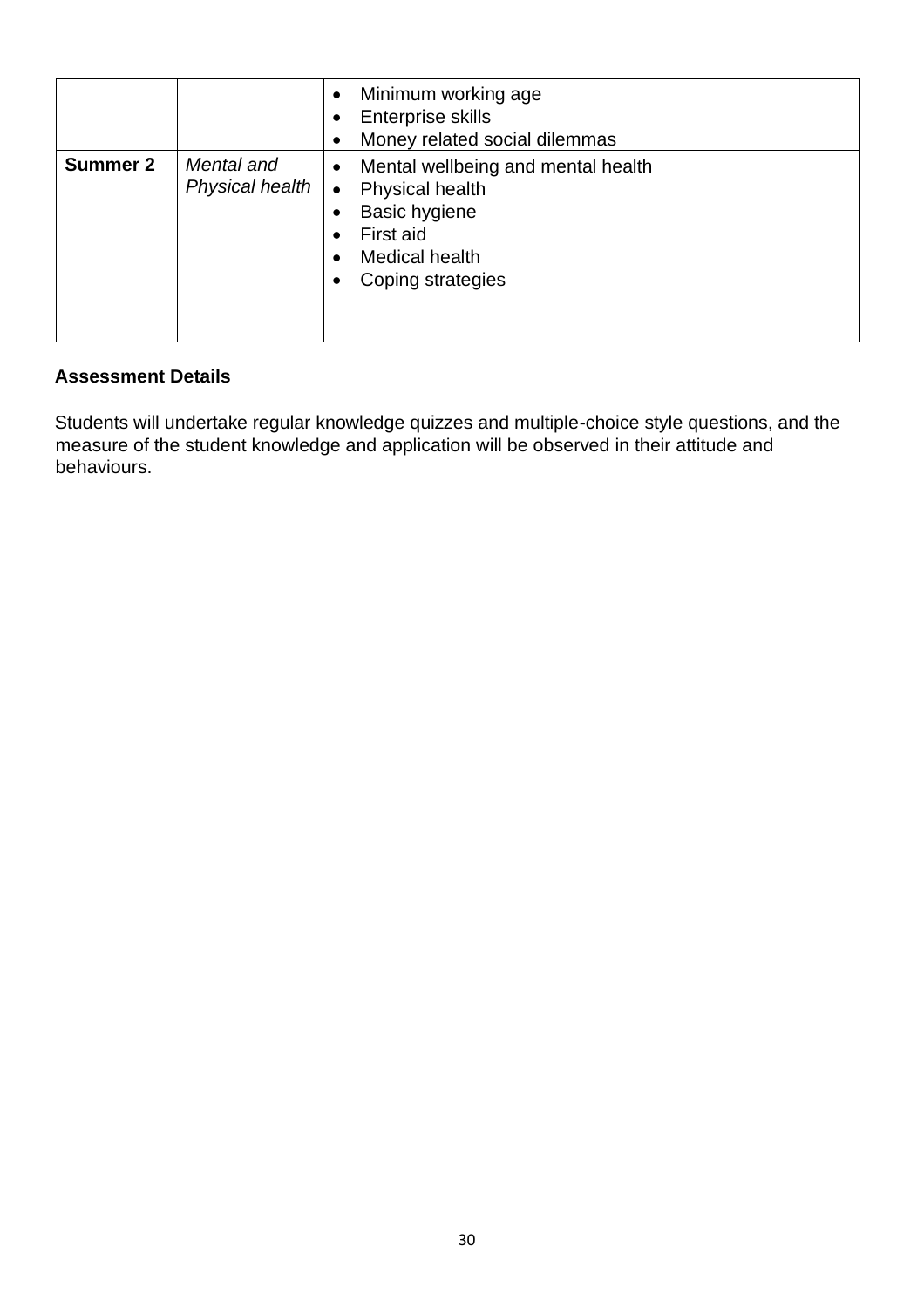| | | |
|---|---|---|
| | | • Minimum working age<br>• Enterprise skills<br>• Money related social dilemmas |
| **Summer 2** | *Mental and Physical health* | • Mental wellbeing and mental health<br>• Physical health<br>• Basic hygiene<br>• First aid<br>• Medical health<br>• Coping strategies |

**Assessment Details**

Students will undertake regular knowledge quizzes and multiple-choice style questions, and the measure of the student knowledge and application will be observed in their attitude and behaviours.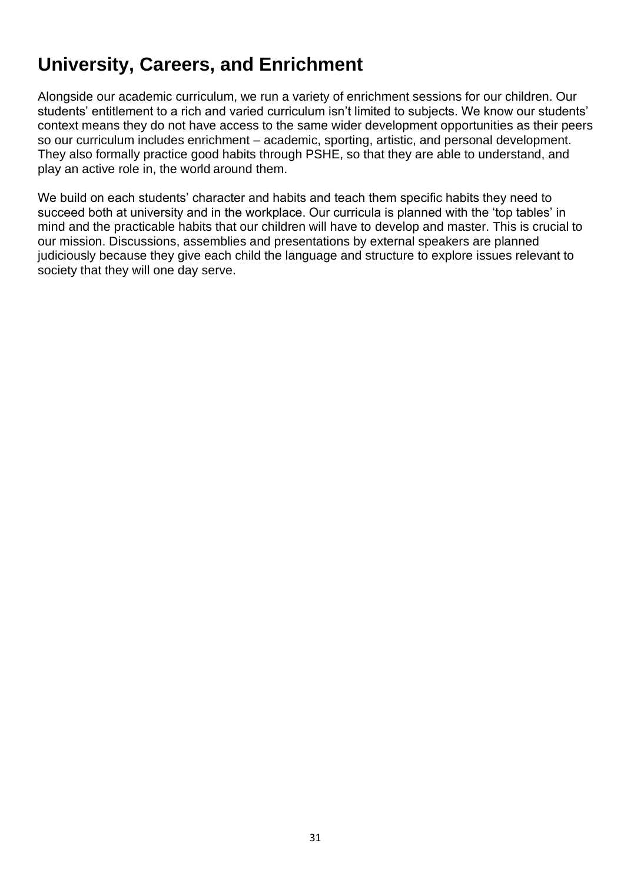# University, Careers, and Enrichment

Alongside our academic curriculum, we run a variety of enrichment sessions for our children. Our students' entitlement to a rich and varied curriculum isn't limited to subjects. We know our students' context means they do not have access to the same wider development opportunities as their peers so our curriculum includes enrichment – academic, sporting, artistic, and personal development. They also formally practice good habits through PSHE, so that they are able to understand, and play an active role in, the world around them.

We build on each students' character and habits and teach them specific habits they need to succeed both at university and in the workplace. Our curricula is planned with the 'top tables' in mind and the practicable habits that our children will have to develop and master. This is crucial to our mission. Discussions, assemblies and presentations by external speakers are planned judiciously because they give each child the language and structure to explore issues relevant to society that they will one day serve.